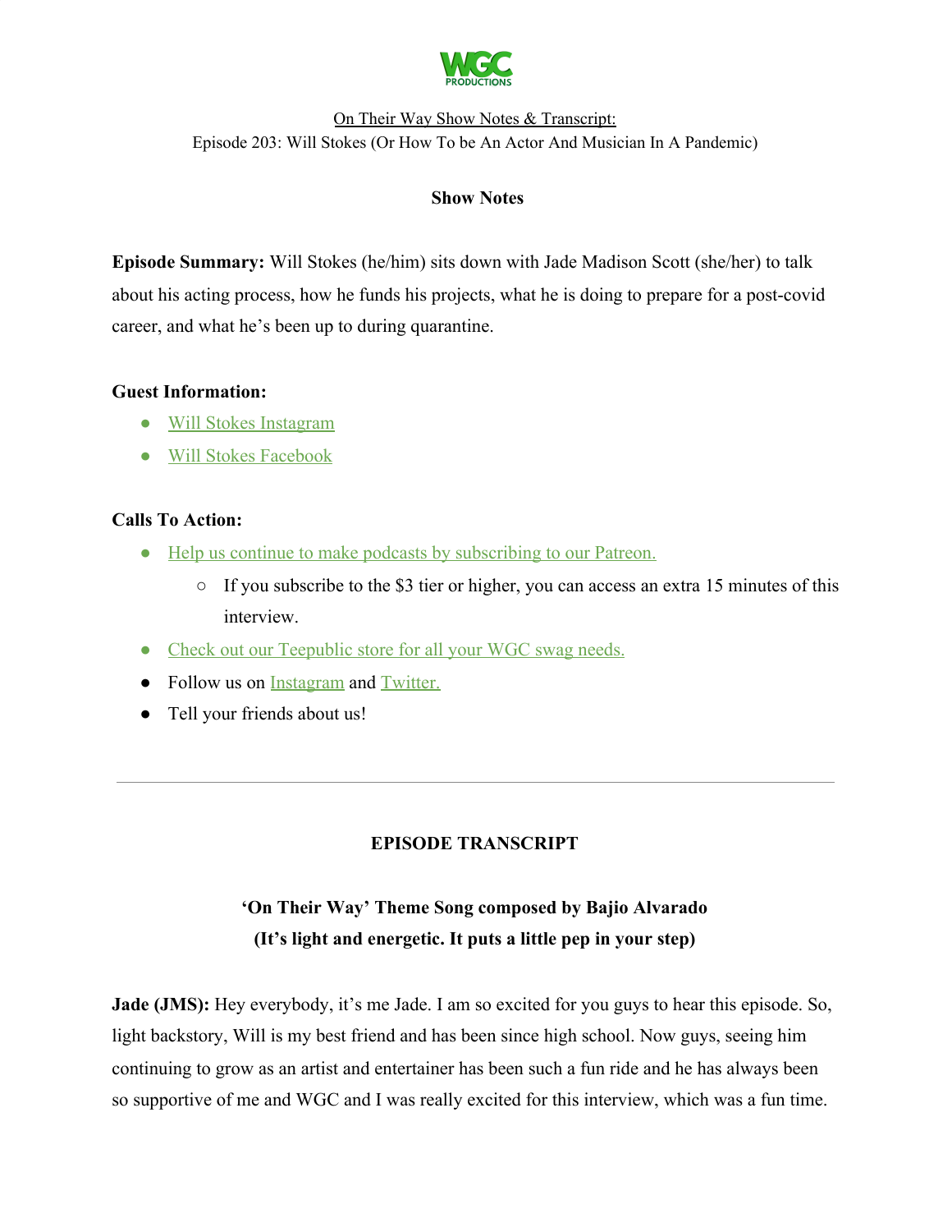WGC PRODUCTIONS

On Their Way Show Notes & Transcript:
Episode 203: Will Stokes (Or How To be An Actor And Musician In A Pandemic)

## Show Notes

**Episode Summary:** Will Stokes (he/him) sits down with Jade Madison Scott (she/her) to talk about his acting process, how he funds his projects, what he is doing to prepare for a post-covid career, and what he's been up to during quarantine.

**Guest Information:**

- Will Stokes Instagram
- Will Stokes Facebook

**Calls To Action:**

- Help us continue to make podcasts by subscribing to our Patreon.
  - If you subscribe to the $3 tier or higher, you can access an extra 15 minutes of this interview.
- Check out our Teepublic store for all your WGC swag needs.
- Follow us on Instagram and Twitter.
- Tell your friends about us!

---

## EPISODE TRANSCRIPT

**'On Their Way' Theme Song composed by Bajio Alvarado**
**(It's light and energetic. It puts a little pep in your step)**

**Jade (JMS):** Hey everybody, it's me Jade. I am so excited for you guys to hear this episode. So, light backstory, Will is my best friend and has been since high school. Now guys, seeing him continuing to grow as an artist and entertainer has been such a fun ride and he has always been so supportive of me and WGC and I was really excited for this interview, which was a fun time.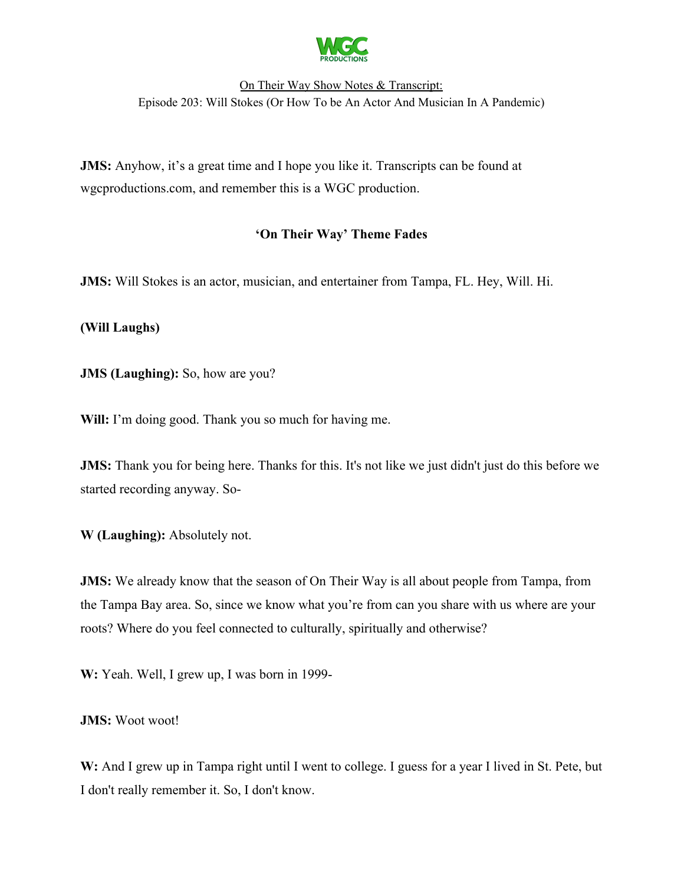**JMS:** Anyhow, it's a great time and I hope you like it. Transcripts can be found at wgcproductions.com, and remember this is a WGC production.

**'On Their Way' Theme Fades**

**JMS:** Will Stokes is an actor, musician, and entertainer from Tampa, FL. Hey, Will. Hi.

**(Will Laughs)**

**JMS (Laughing):** So, how are you?

**Will:** I'm doing good. Thank you so much for having me.

**JMS:** Thank you for being here. Thanks for this. It's not like we just didn't just do this before we started recording anyway. So-

**W (Laughing):** Absolutely not.

**JMS:** We already know that the season of On Their Way is all about people from Tampa, from the Tampa Bay area. So, since we know what you're from can you share with us where are your roots? Where do you feel connected to culturally, spiritually and otherwise?

**W:** Yeah. Well, I grew up, I was born in 1999-

**JMS:** Woot woot!

**W:** And I grew up in Tampa right until I went to college. I guess for a year I lived in St. Pete, but I don't really remember it. So, I don't know.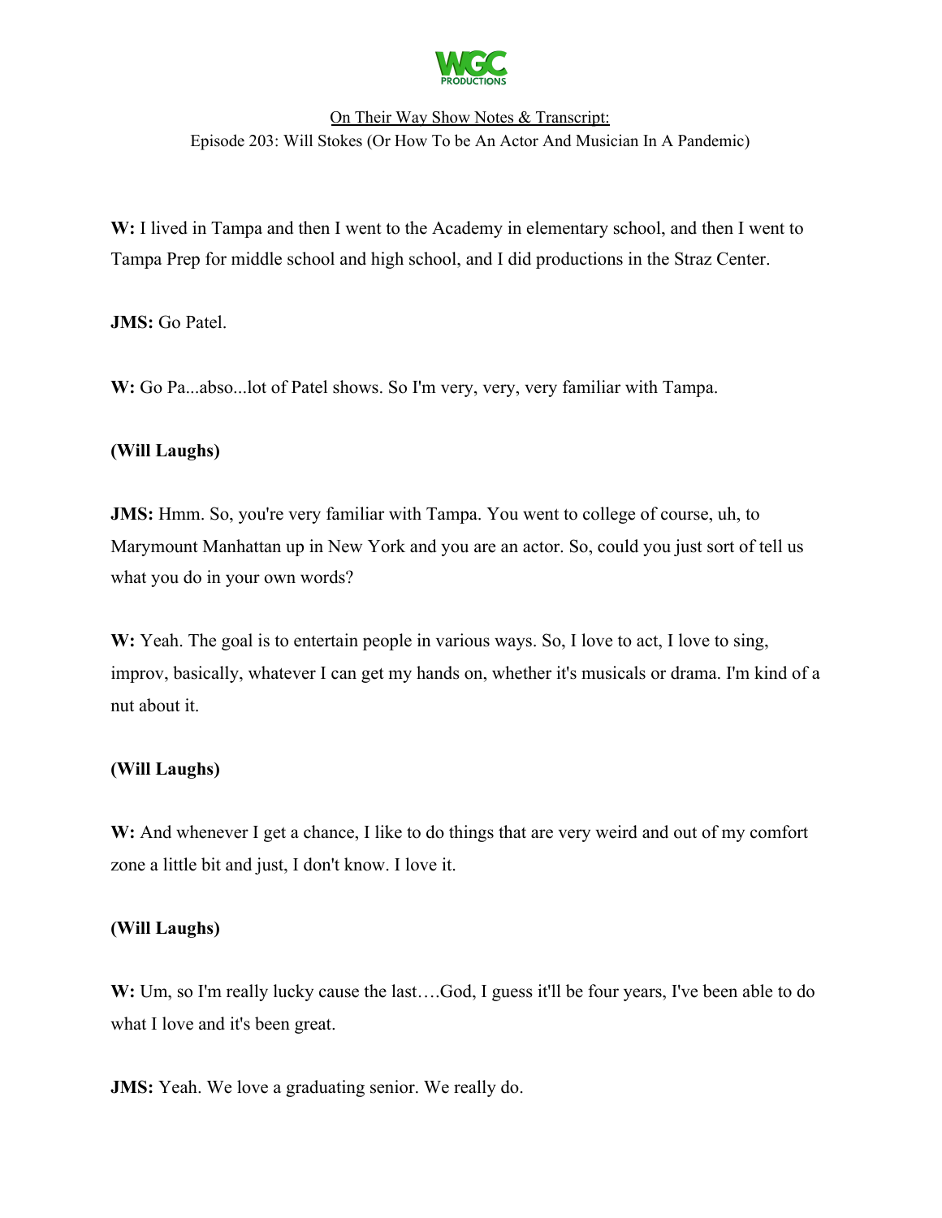W: I lived in Tampa and then I went to the Academy in elementary school, and then I went to Tampa Prep for middle school and high school, and I did productions in the Straz Center.

**JMS:** Go Patel.

**W:** Go Pa...abso...lot of Patel shows. So I'm very, very, very familiar with Tampa.

**(Will Laughs)**

**JMS:** Hmm. So, you're very familiar with Tampa. You went to college of course, uh, to Marymount Manhattan up in New York and you are an actor. So, could you just sort of tell us what you do in your own words?

**W:** Yeah. The goal is to entertain people in various ways. So, I love to act, I love to sing, improv, basically, whatever I can get my hands on, whether it's musicals or drama. I'm kind of a nut about it.

**(Will Laughs)**

**W:** And whenever I get a chance, I like to do things that are very weird and out of my comfort zone a little bit and just, I don't know. I love it.

**(Will Laughs)**

**W:** Um, so I'm really lucky cause the last….God, I guess it'll be four years, I've been able to do what I love and it's been great.

**JMS:** Yeah. We love a graduating senior. We really do.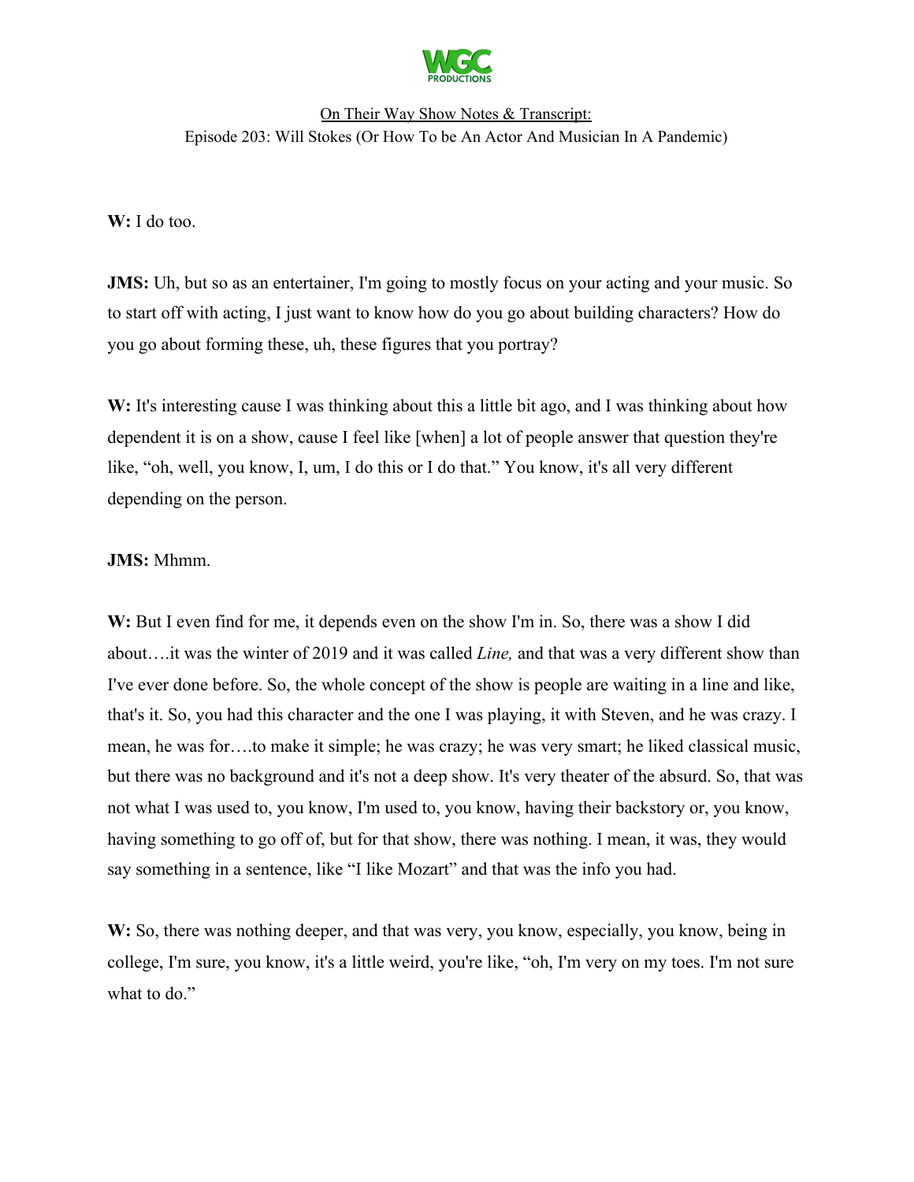**W:** I do too.

**JMS:** Uh, but so as an entertainer, I'm going to mostly focus on your acting and your music. So to start off with acting, I just want to know how do you go about building characters? How do you go about forming these, uh, these figures that you portray?

**W:** It's interesting cause I was thinking about this a little bit ago, and I was thinking about how dependent it is on a show, cause I feel like [when] a lot of people answer that question they're like, "oh, well, you know, I, um, I do this or I do that." You know, it's all very different depending on the person.

**JMS:** Mhmm.

**W:** But I even find for me, it depends even on the show I'm in. So, there was a show I did about….it was the winter of 2019 and it was called *Line,* and that was a very different show than I've ever done before. So, the whole concept of the show is people are waiting in a line and like, that's it. So, you had this character and the one I was playing, it with Steven, and he was crazy. I mean, he was for….to make it simple; he was crazy; he was very smart; he liked classical music, but there was no background and it's not a deep show. It's very theater of the absurd. So, that was not what I was used to, you know, I'm used to, you know, having their backstory or, you know, having something to go off of, but for that show, there was nothing. I mean, it was, they would say something in a sentence, like "I like Mozart" and that was the info you had.

**W:** So, there was nothing deeper, and that was very, you know, especially, you know, being in college, I'm sure, you know, it's a little weird, you're like, "oh, I'm very on my toes. I'm not sure what to do."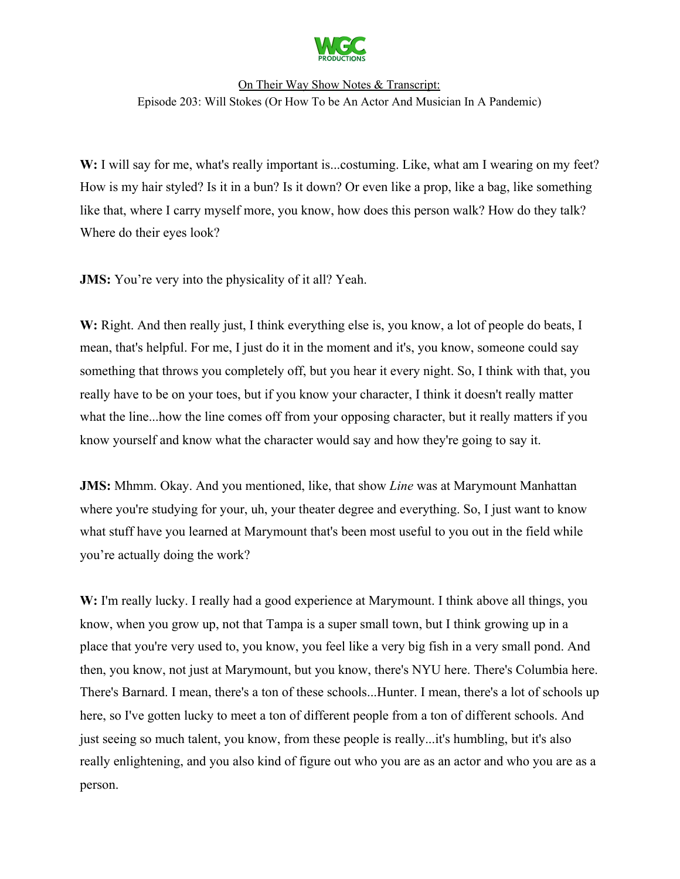**W:** I will say for me, what's really important is...costuming. Like, what am I wearing on my feet? How is my hair styled? Is it in a bun? Is it down? Or even like a prop, like a bag, like something like that, where I carry myself more, you know, how does this person walk? How do they talk? Where do their eyes look?

**JMS:** You're very into the physicality of it all? Yeah.

**W:** Right. And then really just, I think everything else is, you know, a lot of people do beats, I mean, that's helpful. For me, I just do it in the moment and it's, you know, someone could say something that throws you completely off, but you hear it every night. So, I think with that, you really have to be on your toes, but if you know your character, I think it doesn't really matter what the line...how the line comes off from your opposing character, but it really matters if you know yourself and know what the character would say and how they're going to say it.

**JMS:** Mhmm. Okay. And you mentioned, like, that show *Line* was at Marymount Manhattan where you're studying for your, uh, your theater degree and everything. So, I just want to know what stuff have you learned at Marymount that's been most useful to you out in the field while you're actually doing the work?

**W:** I'm really lucky. I really had a good experience at Marymount. I think above all things, you know, when you grow up, not that Tampa is a super small town, but I think growing up in a place that you're very used to, you know, you feel like a very big fish in a very small pond. And then, you know, not just at Marymount, but you know, there's NYU here. There's Columbia here. There's Barnard. I mean, there's a ton of these schools...Hunter. I mean, there's a lot of schools up here, so I've gotten lucky to meet a ton of different people from a ton of different schools. And just seeing so much talent, you know, from these people is really...it's humbling, but it's also really enlightening, and you also kind of figure out who you are as an actor and who you are as a person.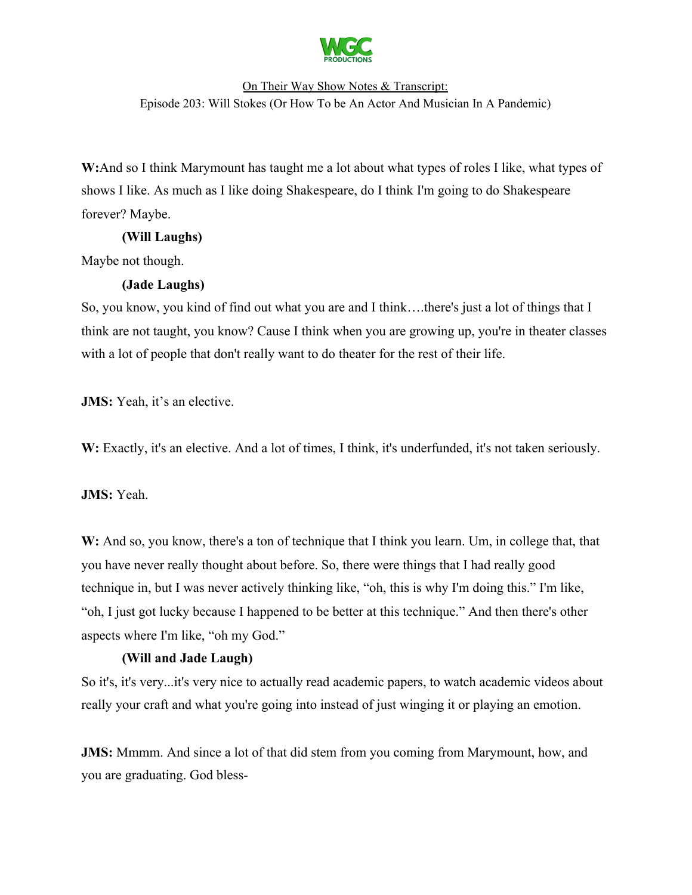**W:** And so I think Marymount has taught me a lot about what types of roles I like, what types of shows I like. As much as I like doing Shakespeare, do I think I'm going to do Shakespeare forever? Maybe.

**(Will Laughs)**

Maybe not though.

**(Jade Laughs)**

So, you know, you kind of find out what you are and I think….there's just a lot of things that I think are not taught, you know? Cause I think when you are growing up, you're in theater classes with a lot of people that don't really want to do theater for the rest of their life.

**JMS:** Yeah, it's an elective.

**W:** Exactly, it's an elective. And a lot of times, I think, it's underfunded, it's not taken seriously.

**JMS:** Yeah.

**W:** And so, you know, there's a ton of technique that I think you learn. Um, in college that, that you have never really thought about before. So, there were things that I had really good technique in, but I was never actively thinking like, "oh, this is why I'm doing this." I'm like, "oh, I just got lucky because I happened to be better at this technique." And then there's other aspects where I'm like, "oh my God."

**(Will and Jade Laugh)**

So it's, it's very...it's very nice to actually read academic papers, to watch academic videos about really your craft and what you're going into instead of just winging it or playing an emotion.

**JMS:** Mmmm. And since a lot of that did stem from you coming from Marymount, how, and you are graduating. God bless-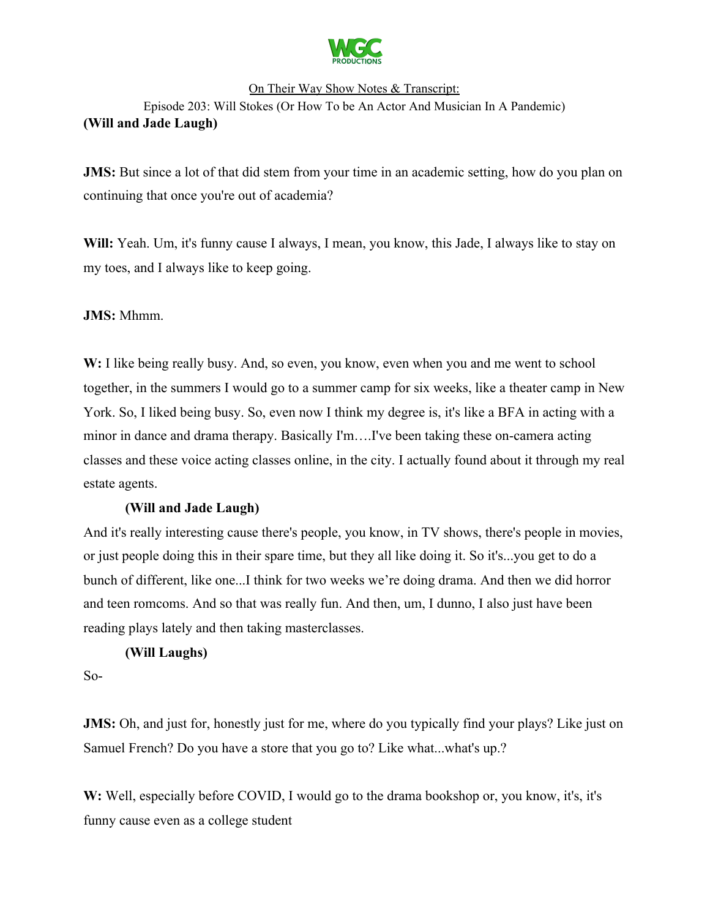**(Will and Jade Laugh)**

**JMS:** But since a lot of that did stem from your time in an academic setting, how do you plan on continuing that once you're out of academia?

**Will:** Yeah. Um, it's funny cause I always, I mean, you know, this Jade, I always like to stay on my toes, and I always like to keep going.

**JMS:** Mhmm.

**W:** I like being really busy. And, so even, you know, even when you and me went to school together, in the summers I would go to a summer camp for six weeks, like a theater camp in New York. So, I liked being busy. So, even now I think my degree is, it's like a BFA in acting with a minor in dance and drama therapy. Basically I'm….I've been taking these on-camera acting classes and these voice acting classes online, in the city. I actually found about it through my real estate agents.

**(Will and Jade Laugh)**

And it's really interesting cause there's people, you know, in TV shows, there's people in movies, or just people doing this in their spare time, but they all like doing it. So it's...you get to do a bunch of different, like one...I think for two weeks we're doing drama. And then we did horror and teen romcoms. And so that was really fun. And then, um, I dunno, I also just have been reading plays lately and then taking masterclasses.

**(Will Laughs)**

So-

**JMS:** Oh, and just for, honestly just for me, where do you typically find your plays? Like just on Samuel French? Do you have a store that you go to? Like what...what's up.?

**W:** Well, especially before COVID, I would go to the drama bookshop or, you know, it's, it's funny cause even as a college student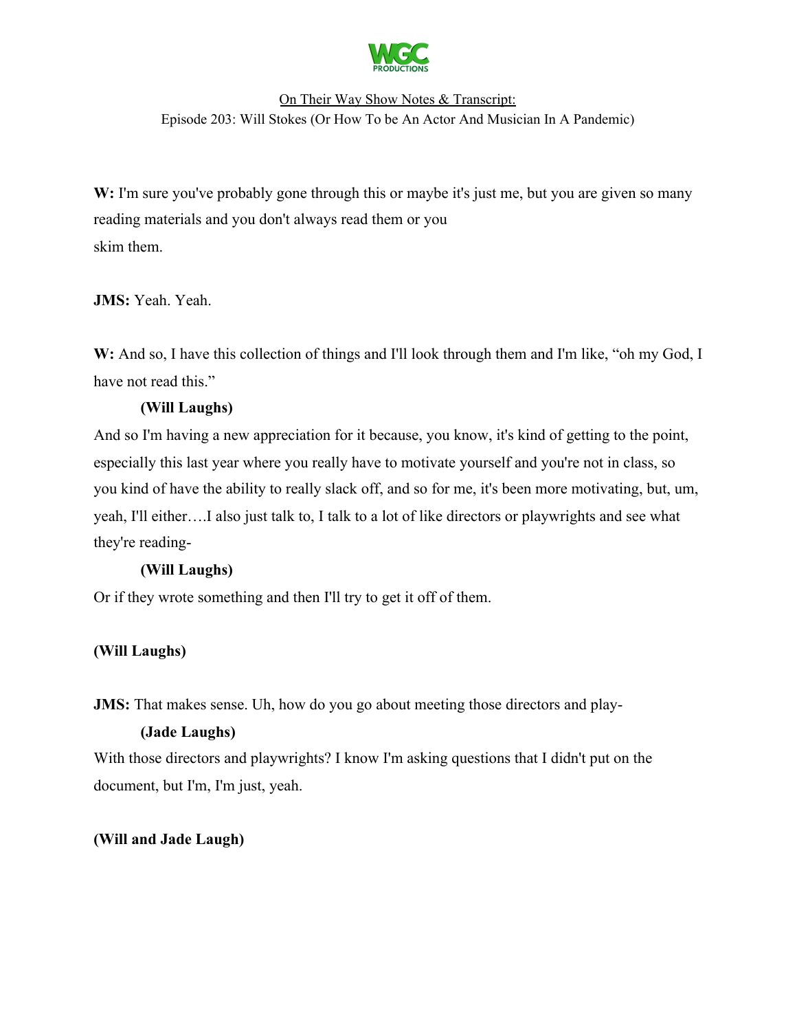**W:** I'm sure you've probably gone through this or maybe it's just me, but you are given so many reading materials and you don't always read them or you skim them.

**JMS:** Yeah. Yeah.

**W:** And so, I have this collection of things and I'll look through them and I'm like, "oh my God, I have not read this."

**(Will Laughs)**

And so I'm having a new appreciation for it because, you know, it's kind of getting to the point, especially this last year where you really have to motivate yourself and you're not in class, so you kind of have the ability to really slack off, and so for me, it's been more motivating, but, um, yeah, I'll either….I also just talk to, I talk to a lot of like directors or playwrights and see what they're reading-

**(Will Laughs)**

Or if they wrote something and then I'll try to get it off of them.

**(Will Laughs)**

**JMS:** That makes sense. Uh, how do you go about meeting those directors and play-

**(Jade Laughs)**

With those directors and playwrights? I know I'm asking questions that I didn't put on the document, but I'm, I'm just, yeah.

**(Will and Jade Laugh)**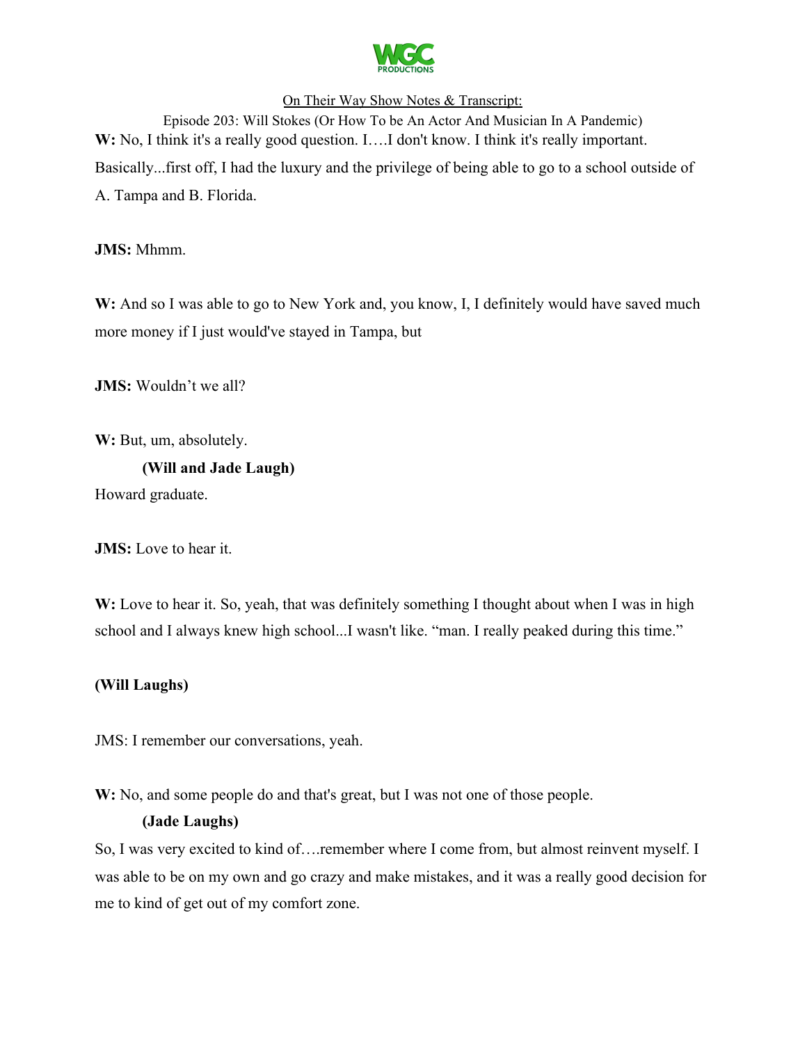**W:** No, I think it's a really good question. I….I don't know. I think it's really important. Basically...first off, I had the luxury and the privilege of being able to go to a school outside of A. Tampa and B. Florida.

**JMS:** Mhmm.

**W:** And so I was able to go to New York and, you know, I, I definitely would have saved much more money if I just would've stayed in Tampa, but

**JMS:** Wouldn't we all?

**W:** But, um, absolutely.

**(Will and Jade Laugh)**

Howard graduate.

**JMS:** Love to hear it.

**W:** Love to hear it. So, yeah, that was definitely something I thought about when I was in high school and I always knew high school...I wasn't like. "man. I really peaked during this time."

**(Will Laughs)**

JMS: I remember our conversations, yeah.

**W:** No, and some people do and that's great, but I was not one of those people.

**(Jade Laughs)**

So, I was very excited to kind of….remember where I come from, but almost reinvent myself. I was able to be on my own and go crazy and make mistakes, and it was a really good decision for me to kind of get out of my comfort zone.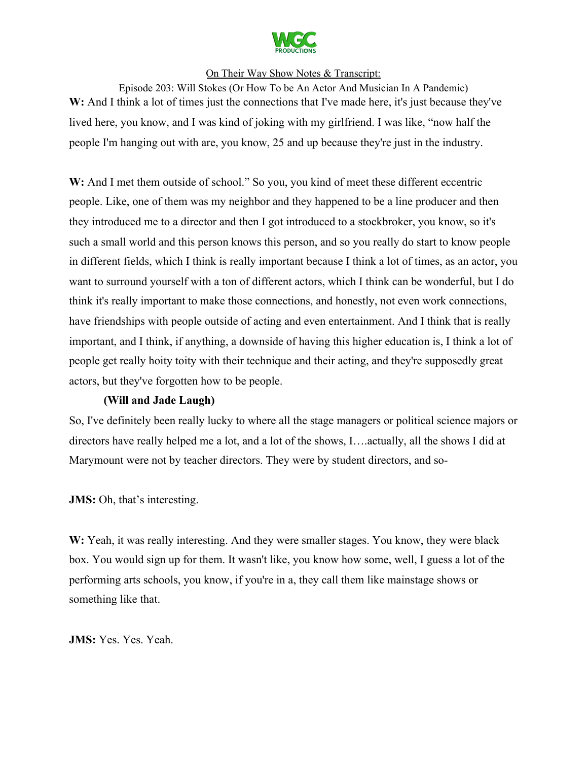**W:** And I think a lot of times just the connections that I've made here, it's just because they've lived here, you know, and I was kind of joking with my girlfriend. I was like, "now half the people I'm hanging out with are, you know, 25 and up because they're just in the industry.

**W:** And I met them outside of school." So you, you kind of meet these different eccentric people. Like, one of them was my neighbor and they happened to be a line producer and then they introduced me to a director and then I got introduced to a stockbroker, you know, so it's such a small world and this person knows this person, and so you really do start to know people in different fields, which I think is really important because I think a lot of times, as an actor, you want to surround yourself with a ton of different actors, which I think can be wonderful, but I do think it's really important to make those connections, and honestly, not even work connections, have friendships with people outside of acting and even entertainment. And I think that is really important, and I think, if anything, a downside of having this higher education is, I think a lot of people get really hoity toity with their technique and their acting, and they're supposedly great actors, but they've forgotten how to be people.

**(Will and Jade Laugh)**

So, I've definitely been really lucky to where all the stage managers or political science majors or directors have really helped me a lot, and a lot of the shows, I….actually, all the shows I did at Marymount were not by teacher directors. They were by student directors, and so-

**JMS:** Oh, that's interesting.

**W:** Yeah, it was really interesting. And they were smaller stages. You know, they were black box. You would sign up for them. It wasn't like, you know how some, well, I guess a lot of the performing arts schools, you know, if you're in a, they call them like mainstage shows or something like that.

**JMS:** Yes. Yes. Yeah.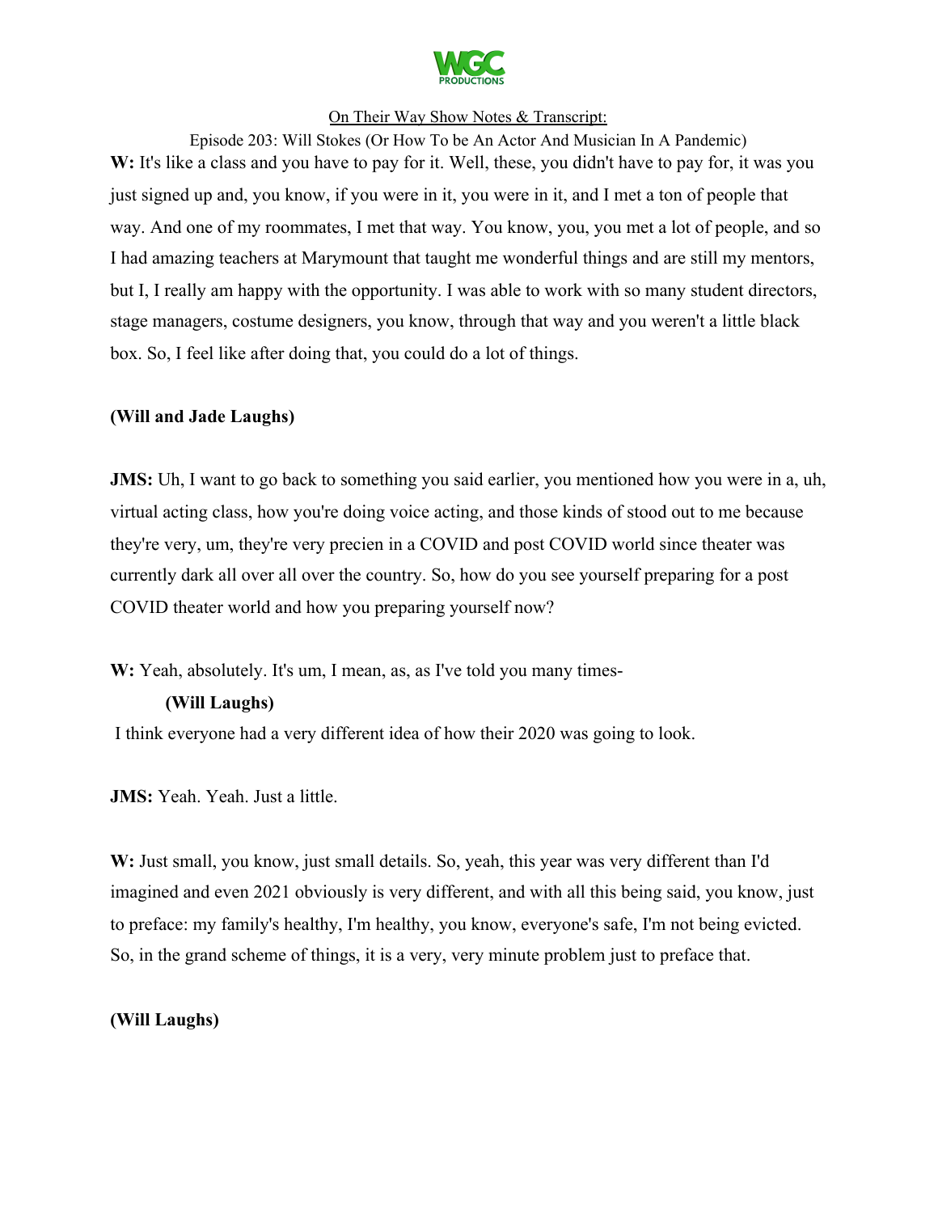**W:** It's like a class and you have to pay for it. Well, these, you didn't have to pay for, it was you just signed up and, you know, if you were in it, you were in it, and I met a ton of people that way. And one of my roommates, I met that way. You know, you, you met a lot of people, and so I had amazing teachers at Marymount that taught me wonderful things and are still my mentors, but I, I really am happy with the opportunity. I was able to work with so many student directors, stage managers, costume designers, you know, through that way and you weren't a little black box. So, I feel like after doing that, you could do a lot of things.

**(Will and Jade Laughs)**

**JMS:** Uh, I want to go back to something you said earlier, you mentioned how you were in a, uh, virtual acting class, how you're doing voice acting, and those kinds of stood out to me because they're very, um, they're very precien in a COVID and post COVID world since theater was currently dark all over all over the country. So, how do you see yourself preparing for a post COVID theater world and how you preparing yourself now?

**W:** Yeah, absolutely. It's um, I mean, as, as I've told you many times-

**(Will Laughs)**

I think everyone had a very different idea of how their 2020 was going to look.

**JMS:** Yeah. Yeah. Just a little.

**W:** Just small, you know, just small details. So, yeah, this year was very different than I'd imagined and even 2021 obviously is very different, and with all this being said, you know, just to preface: my family's healthy, I'm healthy, you know, everyone's safe, I'm not being evicted. So, in the grand scheme of things, it is a very, very minute problem just to preface that.

**(Will Laughs)**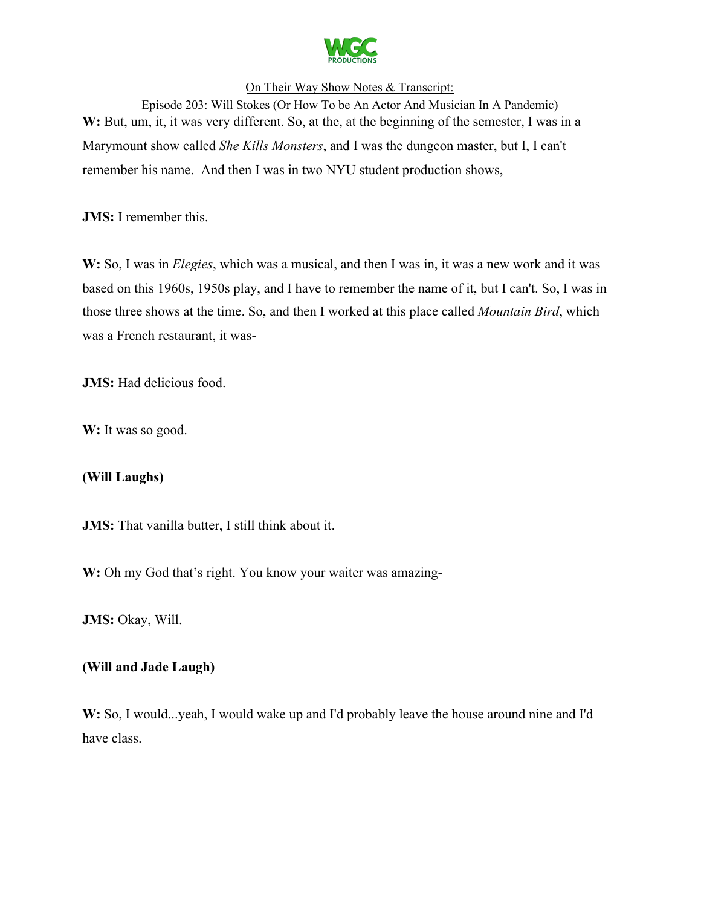**W:** But, um, it, it was very different. So, at the, at the beginning of the semester, I was in a Marymount show called *She Kills Monsters*, and I was the dungeon master, but I, I can't remember his name.  And then I was in two NYU student production shows,

**JMS:** I remember this.

**W:** So, I was in *Elegies*, which was a musical, and then I was in, it was a new work and it was based on this 1960s, 1950s play, and I have to remember the name of it, but I can't. So, I was in those three shows at the time. So, and then I worked at this place called *Mountain Bird*, which was a French restaurant, it was-

**JMS:** Had delicious food.

**W:** It was so good.

**(Will Laughs)**

**JMS:** That vanilla butter, I still think about it.

**W:** Oh my God that's right. You know your waiter was amazing-

**JMS:** Okay, Will.

**(Will and Jade Laugh)**

**W:** So, I would...yeah, I would wake up and I'd probably leave the house around nine and I'd have class.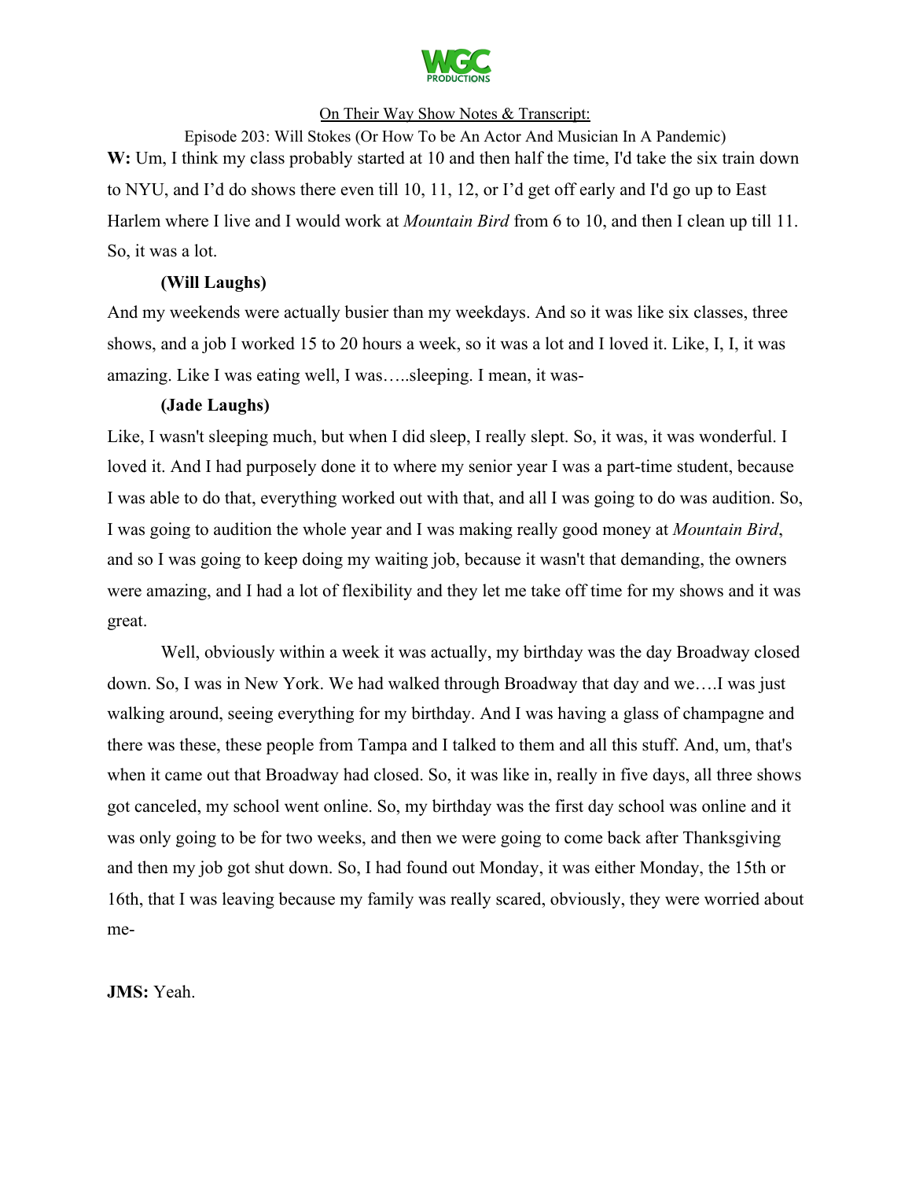**W:** Um, I think my class probably started at 10 and then half the time, I'd take the six train down to NYU, and I'd do shows there even till 10, 11, 12, or I'd get off early and I'd go up to East Harlem where I live and I would work at *Mountain Bird* from 6 to 10, and then I clean up till 11. So, it was a lot.

**(Will Laughs)**

And my weekends were actually busier than my weekdays. And so it was like six classes, three shows, and a job I worked 15 to 20 hours a week, so it was a lot and I loved it. Like, I, I, it was amazing. Like I was eating well, I was…..sleeping. I mean, it was-

**(Jade Laughs)**

Like, I wasn't sleeping much, but when I did sleep, I really slept. So, it was, it was wonderful. I loved it. And I had purposely done it to where my senior year I was a part-time student, because I was able to do that, everything worked out with that, and all I was going to do was audition. So, I was going to audition the whole year and I was making really good money at *Mountain Bird*, and so I was going to keep doing my waiting job, because it wasn't that demanding, the owners were amazing, and I had a lot of flexibility and they let me take off time for my shows and it was great.

Well, obviously within a week it was actually, my birthday was the day Broadway closed down. So, I was in New York. We had walked through Broadway that day and we….I was just walking around, seeing everything for my birthday. And I was having a glass of champagne and there was these, these people from Tampa and I talked to them and all this stuff. And, um, that's when it came out that Broadway had closed. So, it was like in, really in five days, all three shows got canceled, my school went online. So, my birthday was the first day school was online and it was only going to be for two weeks, and then we were going to come back after Thanksgiving and then my job got shut down. So, I had found out Monday, it was either Monday, the 15th or 16th, that I was leaving because my family was really scared, obviously, they were worried about me-

**JMS:** Yeah.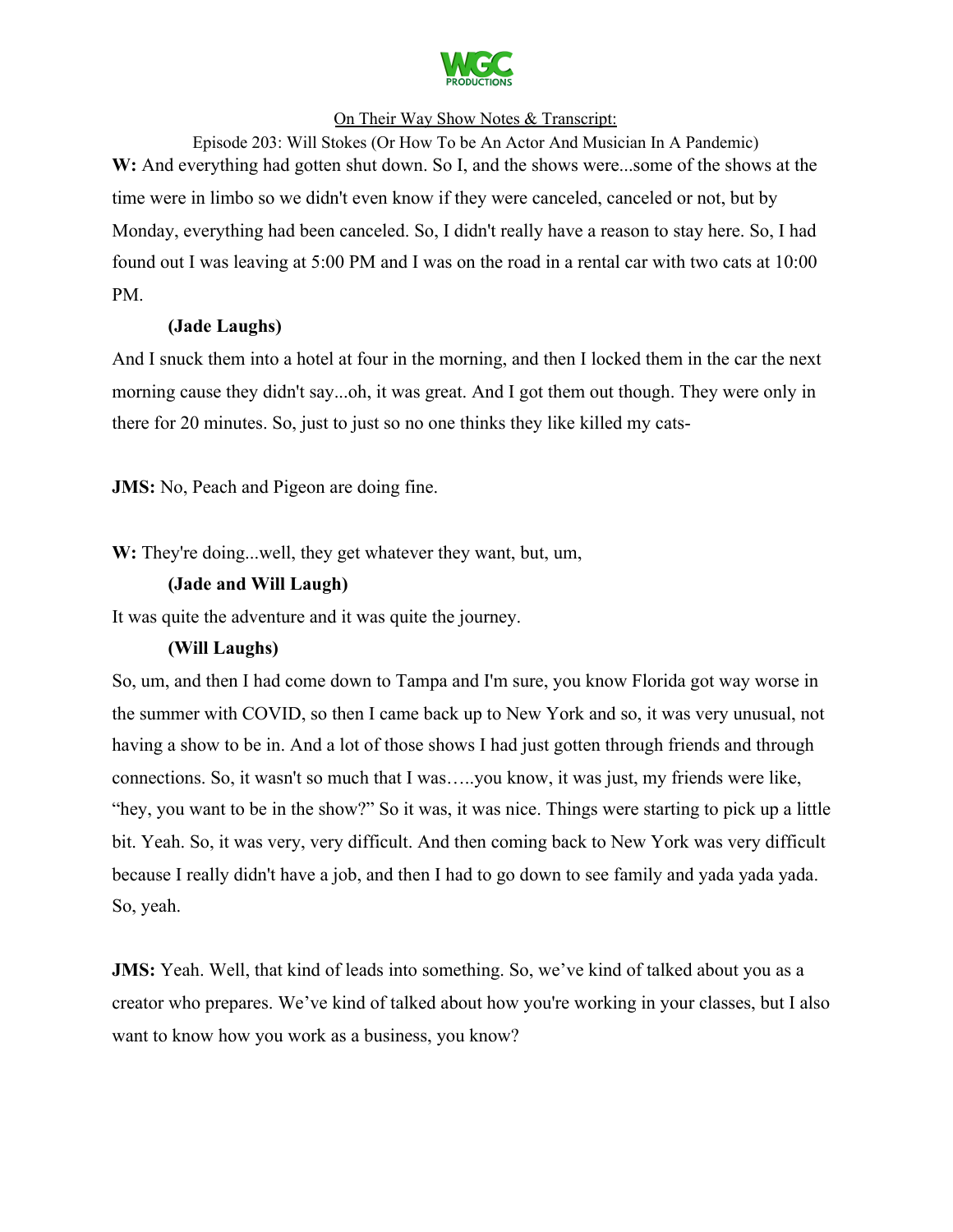**W:** And everything had gotten shut down. So I, and the shows were...some of the shows at the time were in limbo so we didn't even know if they were canceled, canceled or not, but by Monday, everything had been canceled. So, I didn't really have a reason to stay here. So, I had found out I was leaving at 5:00 PM and I was on the road in a rental car with two cats at 10:00 PM.

**(Jade Laughs)**

And I snuck them into a hotel at four in the morning, and then I locked them in the car the next morning cause they didn't say...oh, it was great. And I got them out though. They were only in there for 20 minutes. So, just to just so no one thinks they like killed my cats-

**JMS:** No, Peach and Pigeon are doing fine.

**W:** They're doing...well, they get whatever they want, but, um,

**(Jade and Will Laugh)**

It was quite the adventure and it was quite the journey.

**(Will Laughs)**

So, um, and then I had come down to Tampa and I'm sure, you know Florida got way worse in the summer with COVID, so then I came back up to New York and so, it was very unusual, not having a show to be in. And a lot of those shows I had just gotten through friends and through connections. So, it wasn't so much that I was…..you know, it was just, my friends were like, "hey, you want to be in the show?" So it was, it was nice. Things were starting to pick up a little bit. Yeah. So, it was very, very difficult. And then coming back to New York was very difficult because I really didn't have a job, and then I had to go down to see family and yada yada yada. So, yeah.

**JMS:** Yeah. Well, that kind of leads into something. So, we've kind of talked about you as a creator who prepares. We've kind of talked about how you're working in your classes, but I also want to know how you work as a business, you know?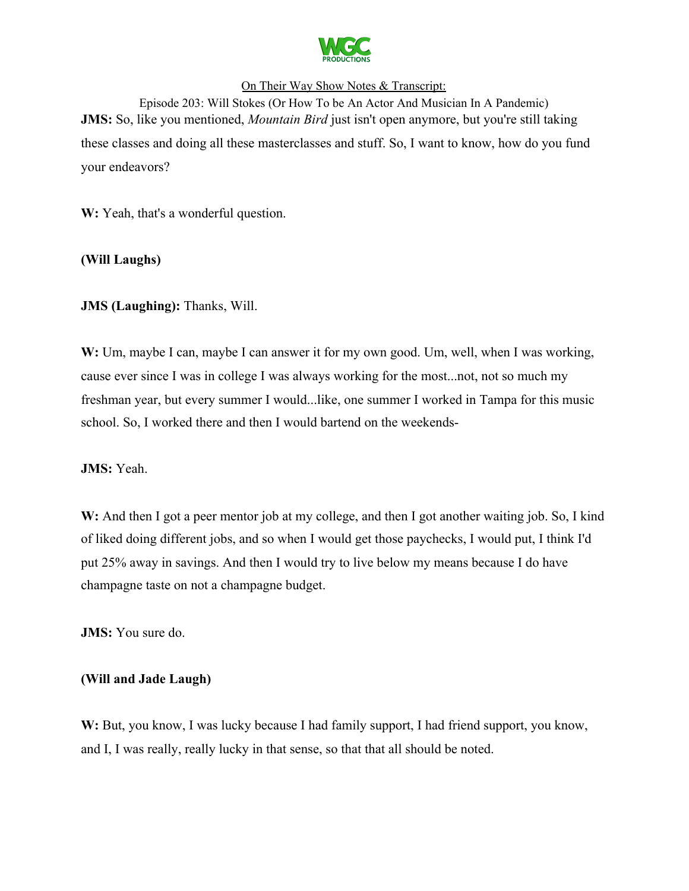**JMS:** So, like you mentioned, *Mountain Bird* just isn't open anymore, but you're still taking these classes and doing all these masterclasses and stuff. So, I want to know, how do you fund your endeavors?

**W:** Yeah, that's a wonderful question.

**(Will Laughs)**

**JMS (Laughing):** Thanks, Will.

**W:** Um, maybe I can, maybe I can answer it for my own good. Um, well, when I was working, cause ever since I was in college I was always working for the most...not, not so much my freshman year, but every summer I would...like, one summer I worked in Tampa for this music school. So, I worked there and then I would bartend on the weekends-

**JMS:** Yeah.

**W:** And then I got a peer mentor job at my college, and then I got another waiting job. So, I kind of liked doing different jobs, and so when I would get those paychecks, I would put, I think I'd put 25% away in savings. And then I would try to live below my means because I do have champagne taste on not a champagne budget.

**JMS:** You sure do.

**(Will and Jade Laugh)**

**W:** But, you know, I was lucky because I had family support, I had friend support, you know, and I, I was really, really lucky in that sense, so that that all should be noted.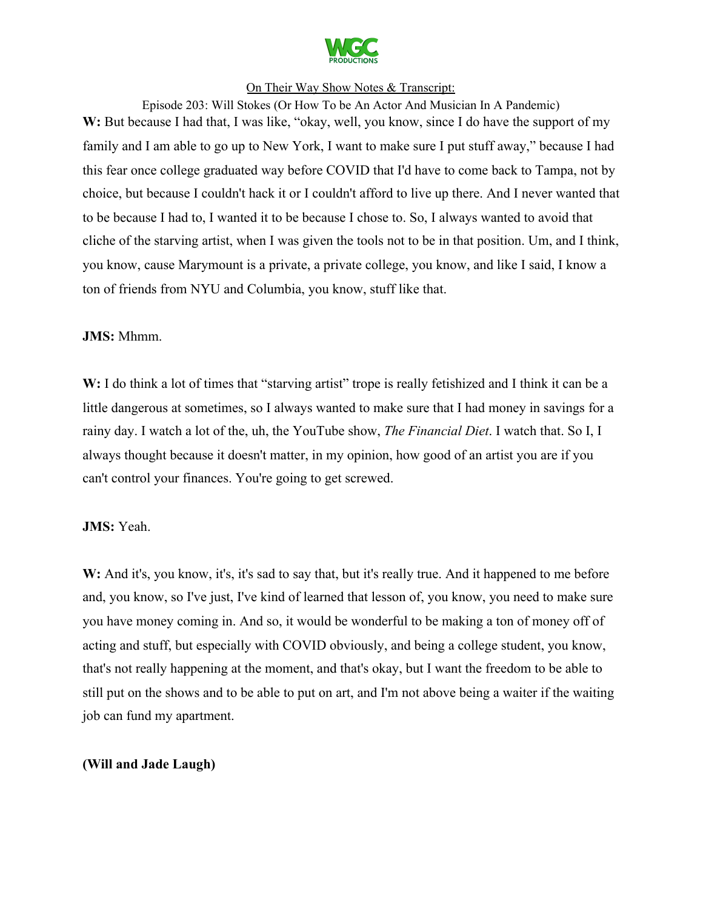**W:** But because I had that, I was like, "okay, well, you know, since I do have the support of my family and I am able to go up to New York, I want to make sure I put stuff away," because I had this fear once college graduated way before COVID that I'd have to come back to Tampa, not by choice, but because I couldn't hack it or I couldn't afford to live up there. And I never wanted that to be because I had to, I wanted it to be because I chose to. So, I always wanted to avoid that cliche of the starving artist, when I was given the tools not to be in that position. Um, and I think, you know, cause Marymount is a private, a private college, you know, and like I said, I know a ton of friends from NYU and Columbia, you know, stuff like that.

**JMS:** Mhmm.

**W:** I do think a lot of times that "starving artist" trope is really fetishized and I think it can be a little dangerous at sometimes, so I always wanted to make sure that I had money in savings for a rainy day. I watch a lot of the, uh, the YouTube show, *The Financial Diet*. I watch that. So I, I always thought because it doesn't matter, in my opinion, how good of an artist you are if you can't control your finances. You're going to get screwed.

**JMS:** Yeah.

**W:** And it's, you know, it's, it's sad to say that, but it's really true. And it happened to me before and, you know, so I've just, I've kind of learned that lesson of, you know, you need to make sure you have money coming in. And so, it would be wonderful to be making a ton of money off of acting and stuff, but especially with COVID obviously, and being a college student, you know, that's not really happening at the moment, and that's okay, but I want the freedom to be able to still put on the shows and to be able to put on art, and I'm not above being a waiter if the waiting job can fund my apartment.

**(Will and Jade Laugh)**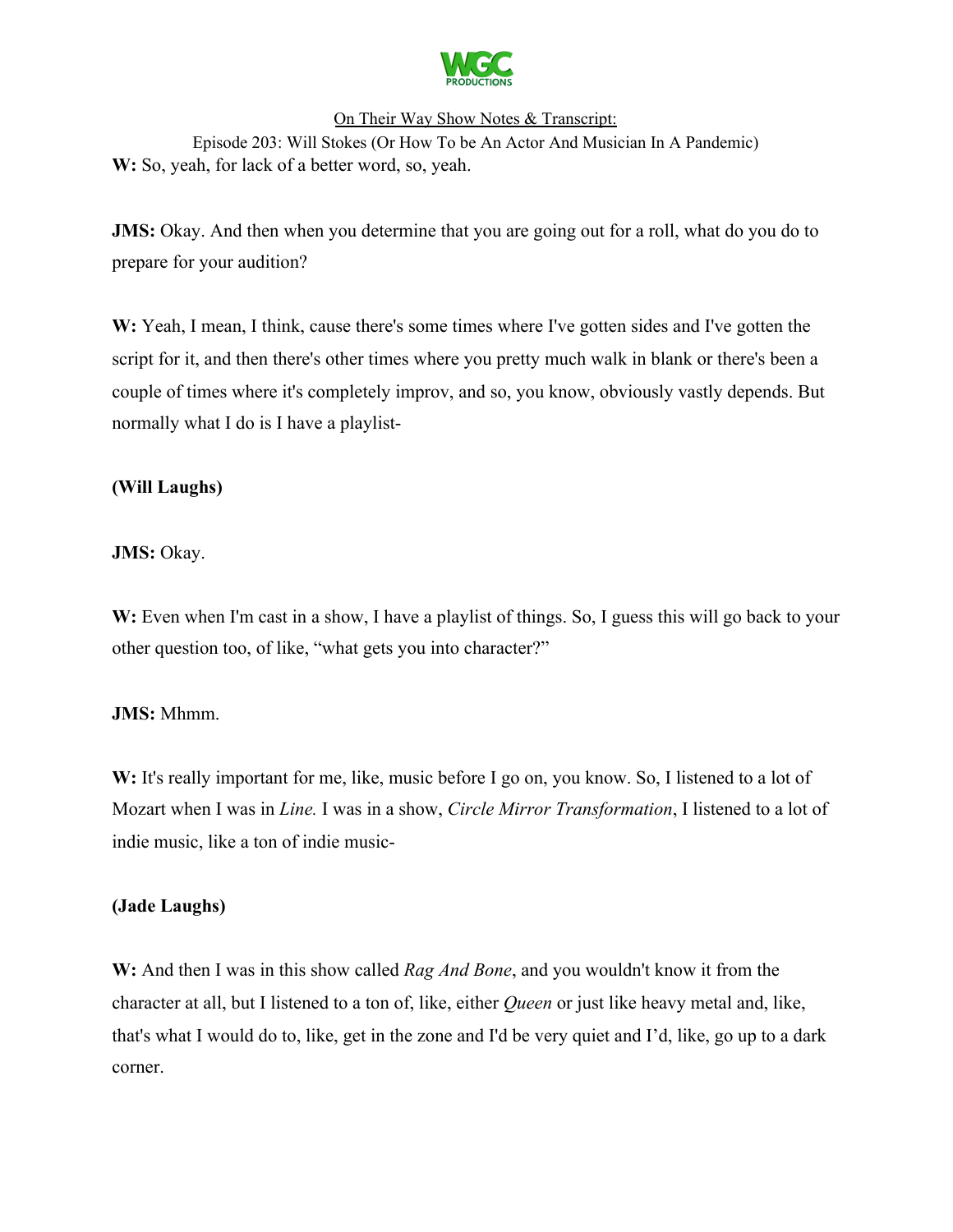**W:** So, yeah, for lack of a better word, so, yeah.

**JMS:** Okay. And then when you determine that you are going out for a roll, what do you do to prepare for your audition?

**W:** Yeah, I mean, I think, cause there's some times where I've gotten sides and I've gotten the script for it, and then there's other times where you pretty much walk in blank or there's been a couple of times where it's completely improv, and so, you know, obviously vastly depends. But normally what I do is I have a playlist-

**(Will Laughs)**

**JMS:** Okay.

**W:** Even when I'm cast in a show, I have a playlist of things. So, I guess this will go back to your other question too, of like, "what gets you into character?"

**JMS:** Mhmm.

**W:** It's really important for me, like, music before I go on, you know. So, I listened to a lot of Mozart when I was in *Line.* I was in a show, *Circle Mirror Transformation*, I listened to a lot of indie music, like a ton of indie music-

**(Jade Laughs)**

**W:** And then I was in this show called *Rag And Bone*, and you wouldn't know it from the character at all, but I listened to a ton of, like, either *Queen* or just like heavy metal and, like, that's what I would do to, like, get in the zone and I'd be very quiet and I'd, like, go up to a dark corner.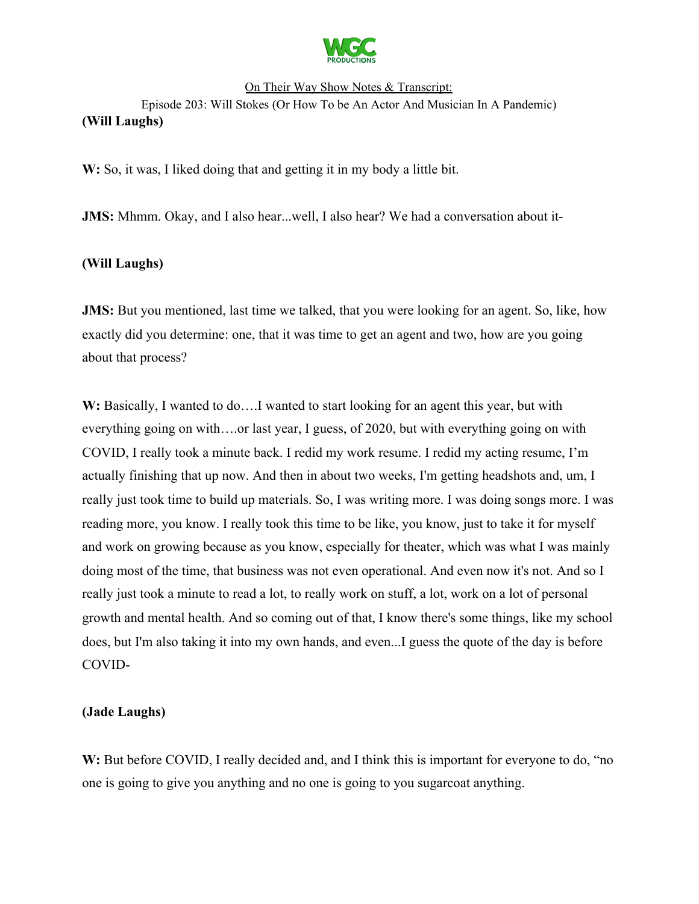**(Will Laughs)**

**W:** So, it was, I liked doing that and getting it in my body a little bit.

**JMS:** Mhmm. Okay, and I also hear...well, I also hear? We had a conversation about it-

**(Will Laughs)**

**JMS:** But you mentioned, last time we talked, that you were looking for an agent. So, like, how exactly did you determine: one, that it was time to get an agent and two, how are you going about that process?

**W:** Basically, I wanted to do….I wanted to start looking for an agent this year, but with everything going on with….or last year, I guess, of 2020, but with everything going on with COVID, I really took a minute back. I redid my work resume. I redid my acting resume, I'm actually finishing that up now. And then in about two weeks, I'm getting headshots and, um, I really just took time to build up materials. So, I was writing more. I was doing songs more. I was reading more, you know. I really took this time to be like, you know, just to take it for myself and work on growing because as you know, especially for theater, which was what I was mainly doing most of the time, that business was not even operational. And even now it's not. And so I really just took a minute to read a lot, to really work on stuff, a lot, work on a lot of personal growth and mental health. And so coming out of that, I know there's some things, like my school does, but I'm also taking it into my own hands, and even...I guess the quote of the day is before COVID-

**(Jade Laughs)**

**W:** But before COVID, I really decided and, and I think this is important for everyone to do, "no one is going to give you anything and no one is going to you sugarcoat anything.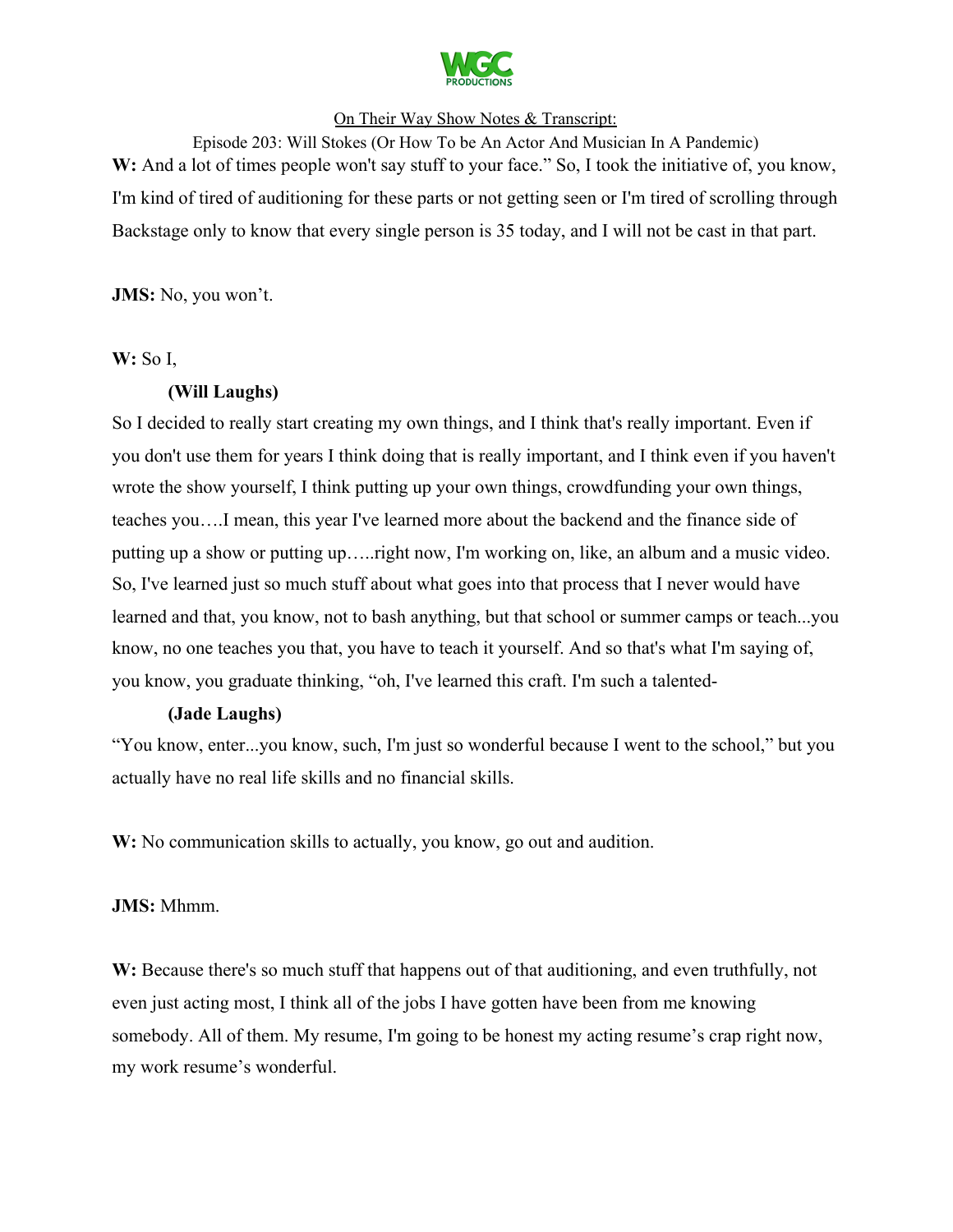**W:** And a lot of times people won't say stuff to your face." So, I took the initiative of, you know, I'm kind of tired of auditioning for these parts or not getting seen or I'm tired of scrolling through Backstage only to know that every single person is 35 today, and I will not be cast in that part.

**JMS:** No, you won't.

**W:** So I,

**(Will Laughs)**

So I decided to really start creating my own things, and I think that's really important. Even if you don't use them for years I think doing that is really important, and I think even if you haven't wrote the show yourself, I think putting up your own things, crowdfunding your own things, teaches you….I mean, this year I've learned more about the backend and the finance side of putting up a show or putting up…..right now, I'm working on, like, an album and a music video. So, I've learned just so much stuff about what goes into that process that I never would have learned and that, you know, not to bash anything, but that school or summer camps or teach...you know, no one teaches you that, you have to teach it yourself. And so that's what I'm saying of, you know, you graduate thinking, "oh, I've learned this craft. I'm such a talented-

**(Jade Laughs)**

"You know, enter...you know, such, I'm just so wonderful because I went to the school," but you actually have no real life skills and no financial skills.

**W:** No communication skills to actually, you know, go out and audition.

**JMS:** Mhmm.

**W:** Because there's so much stuff that happens out of that auditioning, and even truthfully, not even just acting most, I think all of the jobs I have gotten have been from me knowing somebody. All of them. My resume, I'm going to be honest my acting resume's crap right now, my work resume's wonderful.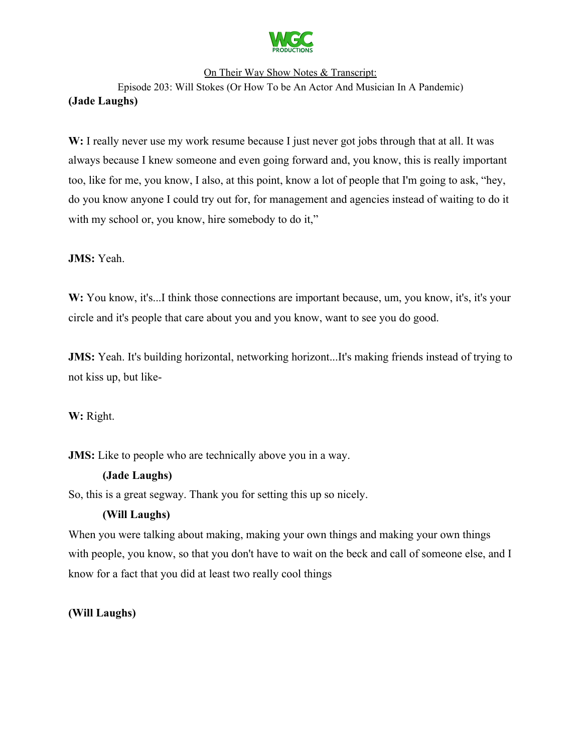**(Jade Laughs)**

**W:** I really never use my work resume because I just never got jobs through that at all. It was always because I knew someone and even going forward and, you know, this is really important too, like for me, you know, I also, at this point, know a lot of people that I'm going to ask, "hey, do you know anyone I could try out for, for management and agencies instead of waiting to do it with my school or, you know, hire somebody to do it,"

**JMS:** Yeah.

**W:** You know, it's...I think those connections are important because, um, you know, it's, it's your circle and it's people that care about you and you know, want to see you do good.

**JMS:** Yeah. It's building horizontal, networking horizont...It's making friends instead of trying to not kiss up, but like-

**W:** Right.

**JMS:** Like to people who are technically above you in a way.

**(Jade Laughs)**

So, this is a great segway. Thank you for setting this up so nicely.

**(Will Laughs)**

When you were talking about making, making your own things and making your own things with people, you know, so that you don't have to wait on the beck and call of someone else, and I know for a fact that you did at least two really cool things

**(Will Laughs)**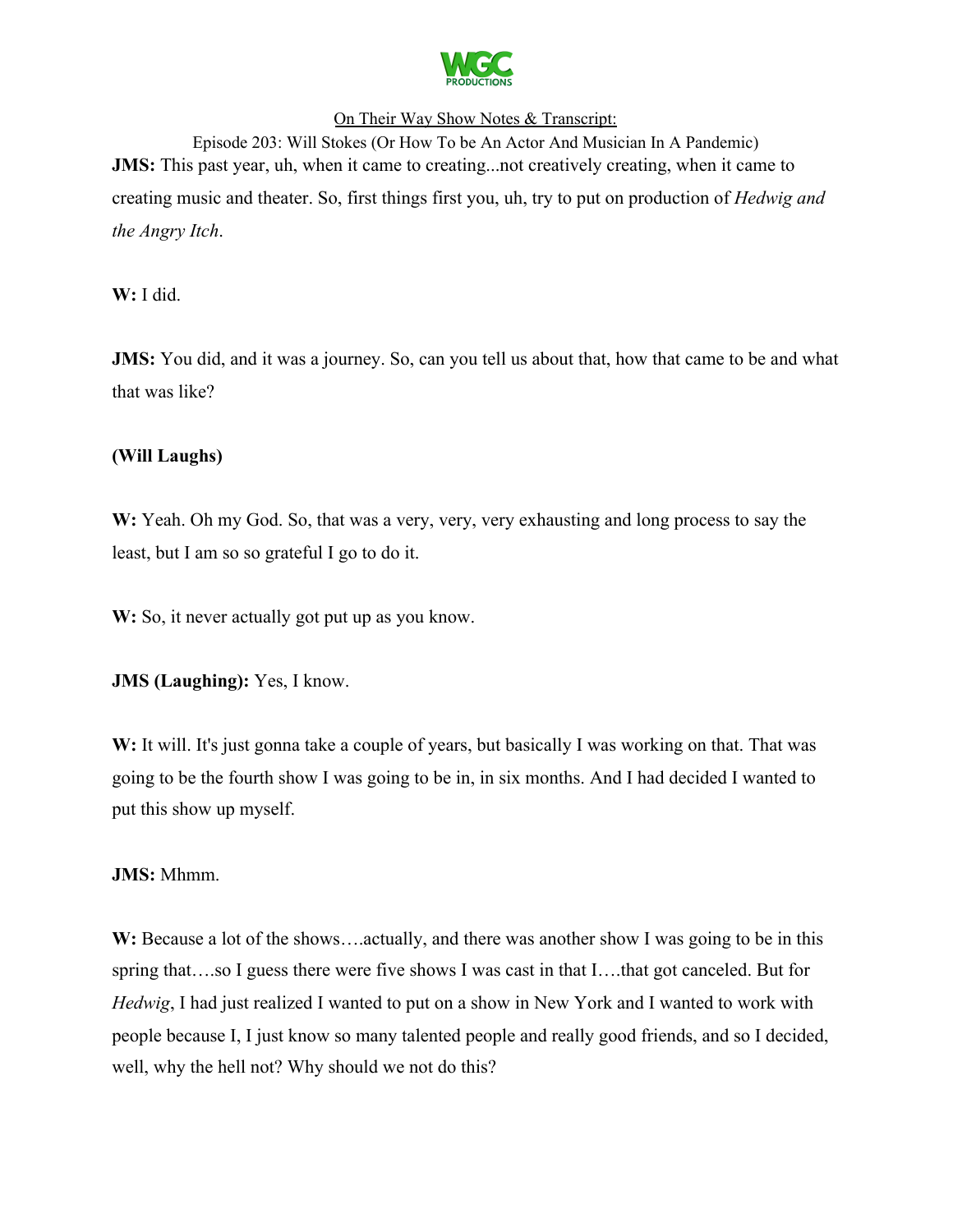**JMS:** This past year, uh, when it came to creating...not creatively creating, when it came to creating music and theater. So, first things first you, uh, try to put on production of *Hedwig and the Angry Itch*.

**W:** I did.

**JMS:** You did, and it was a journey. So, can you tell us about that, how that came to be and what that was like?

**(Will Laughs)**

**W:** Yeah. Oh my God. So, that was a very, very, very exhausting and long process to say the least, but I am so so grateful I go to do it.

**W:** So, it never actually got put up as you know.

**JMS (Laughing):** Yes, I know.

**W:** It will. It's just gonna take a couple of years, but basically I was working on that. That was going to be the fourth show I was going to be in, in six months. And I had decided I wanted to put this show up myself.

**JMS:** Mhmm.

**W:** Because a lot of the shows….actually, and there was another show I was going to be in this spring that….so I guess there were five shows I was cast in that I….that got canceled. But for *Hedwig*, I had just realized I wanted to put on a show in New York and I wanted to work with people because I, I just know so many talented people and really good friends, and so I decided, well, why the hell not? Why should we not do this?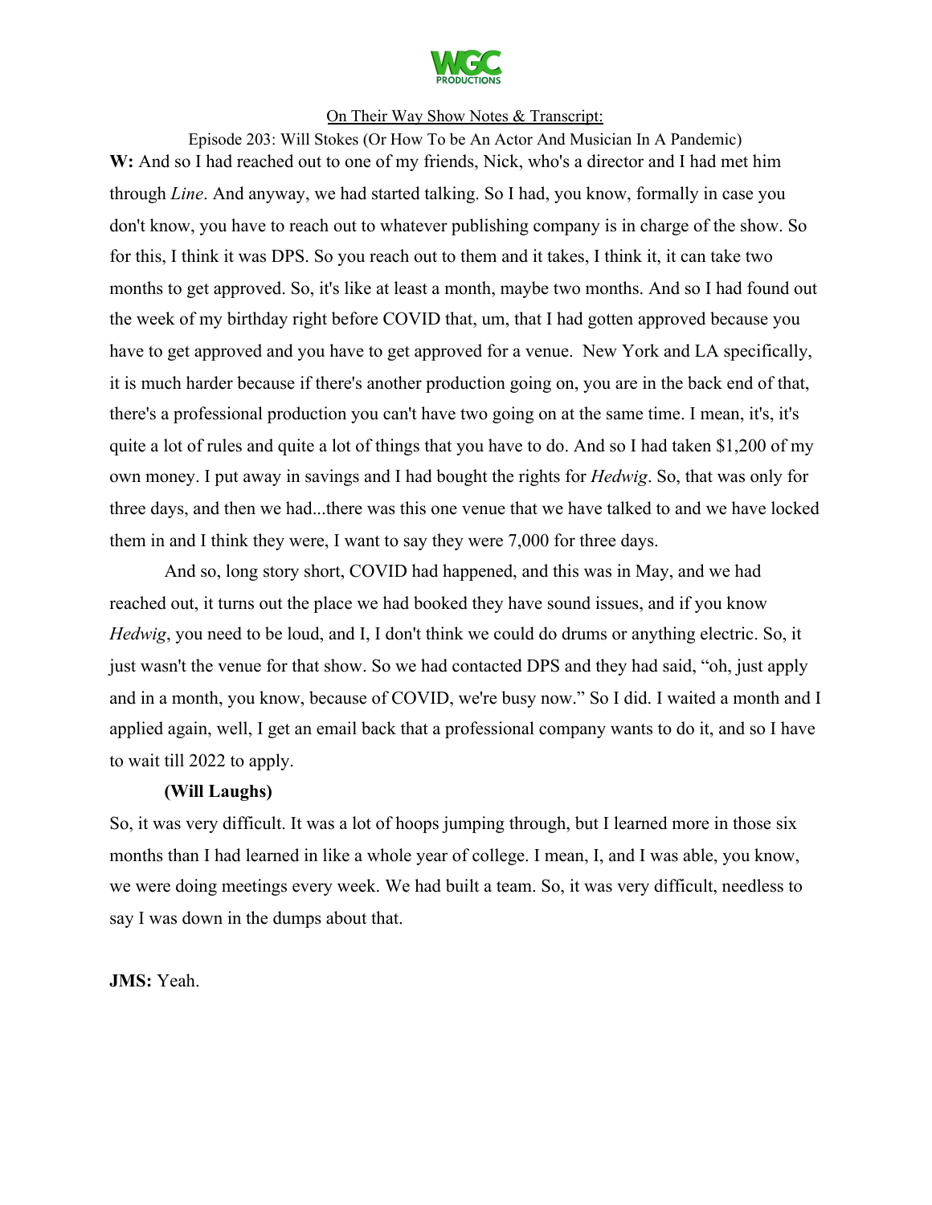**W:** And so I had reached out to one of my friends, Nick, who's a director and I had met him through *Line*. And anyway, we had started talking. So I had, you know, formally in case you don't know, you have to reach out to whatever publishing company is in charge of the show. So for this, I think it was DPS. So you reach out to them and it takes, I think it, it can take two months to get approved. So, it's like at least a month, maybe two months. And so I had found out the week of my birthday right before COVID that, um, that I had gotten approved because you have to get approved and you have to get approved for a venue. New York and LA specifically, it is much harder because if there's another production going on, you are in the back end of that, there's a professional production you can't have two going on at the same time. I mean, it's, it's quite a lot of rules and quite a lot of things that you have to do. And so I had taken $1,200 of my own money. I put away in savings and I had bought the rights for *Hedwig*. So, that was only for three days, and then we had...there was this one venue that we have talked to and we have locked them in and I think they were, I want to say they were 7,000 for three days.

And so, long story short, COVID had happened, and this was in May, and we had reached out, it turns out the place we had booked they have sound issues, and if you know *Hedwig*, you need to be loud, and I, I don't think we could do drums or anything electric. So, it just wasn't the venue for that show. So we had contacted DPS and they had said, "oh, just apply and in a month, you know, because of COVID, we're busy now." So I did. I waited a month and I applied again, well, I get an email back that a professional company wants to do it, and so I have to wait till 2022 to apply.

**(Will Laughs)**

So, it was very difficult. It was a lot of hoops jumping through, but I learned more in those six months than I had learned in like a whole year of college. I mean, I, and I was able, you know, we were doing meetings every week. We had built a team. So, it was very difficult, needless to say I was down in the dumps about that.

**JMS:** Yeah.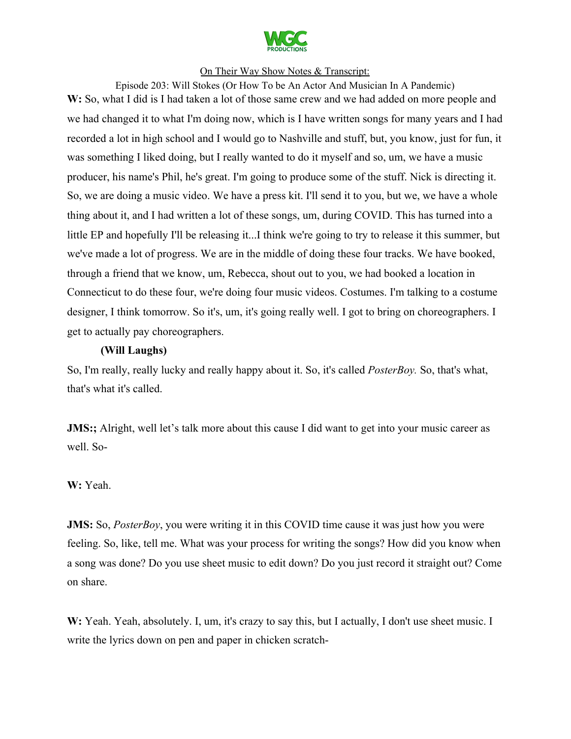**W:** So, what I did is I had taken a lot of those same crew and we had added on more people and we had changed it to what I'm doing now, which is I have written songs for many years and I had recorded a lot in high school and I would go to Nashville and stuff, but, you know, just for fun, it was something I liked doing, but I really wanted to do it myself and so, um, we have a music producer, his name's Phil, he's great. I'm going to produce some of the stuff. Nick is directing it. So, we are doing a music video. We have a press kit. I'll send it to you, but we, we have a whole thing about it, and I had written a lot of these songs, um, during COVID. This has turned into a little EP and hopefully I'll be releasing it...I think we're going to try to release it this summer, but we've made a lot of progress. We are in the middle of doing these four tracks. We have booked, through a friend that we know, um, Rebecca, shout out to you, we had booked a location in Connecticut to do these four, we're doing four music videos. Costumes. I'm talking to a costume designer, I think tomorrow. So it's, um, it's going really well. I got to bring on choreographers. I get to actually pay choreographers.

**(Will Laughs)**

So, I'm really, really lucky and really happy about it. So, it's called *PosterBoy.* So, that's what, that's what it's called.

**JMS:;** Alright, well let's talk more about this cause I did want to get into your music career as well. So-

**W:** Yeah.

**JMS:** So, *PosterBoy*, you were writing it in this COVID time cause it was just how you were feeling. So, like, tell me. What was your process for writing the songs? How did you know when a song was done? Do you use sheet music to edit down? Do you just record it straight out? Come on share.

**W:** Yeah. Yeah, absolutely. I, um, it's crazy to say this, but I actually, I don't use sheet music. I write the lyrics down on pen and paper in chicken scratch-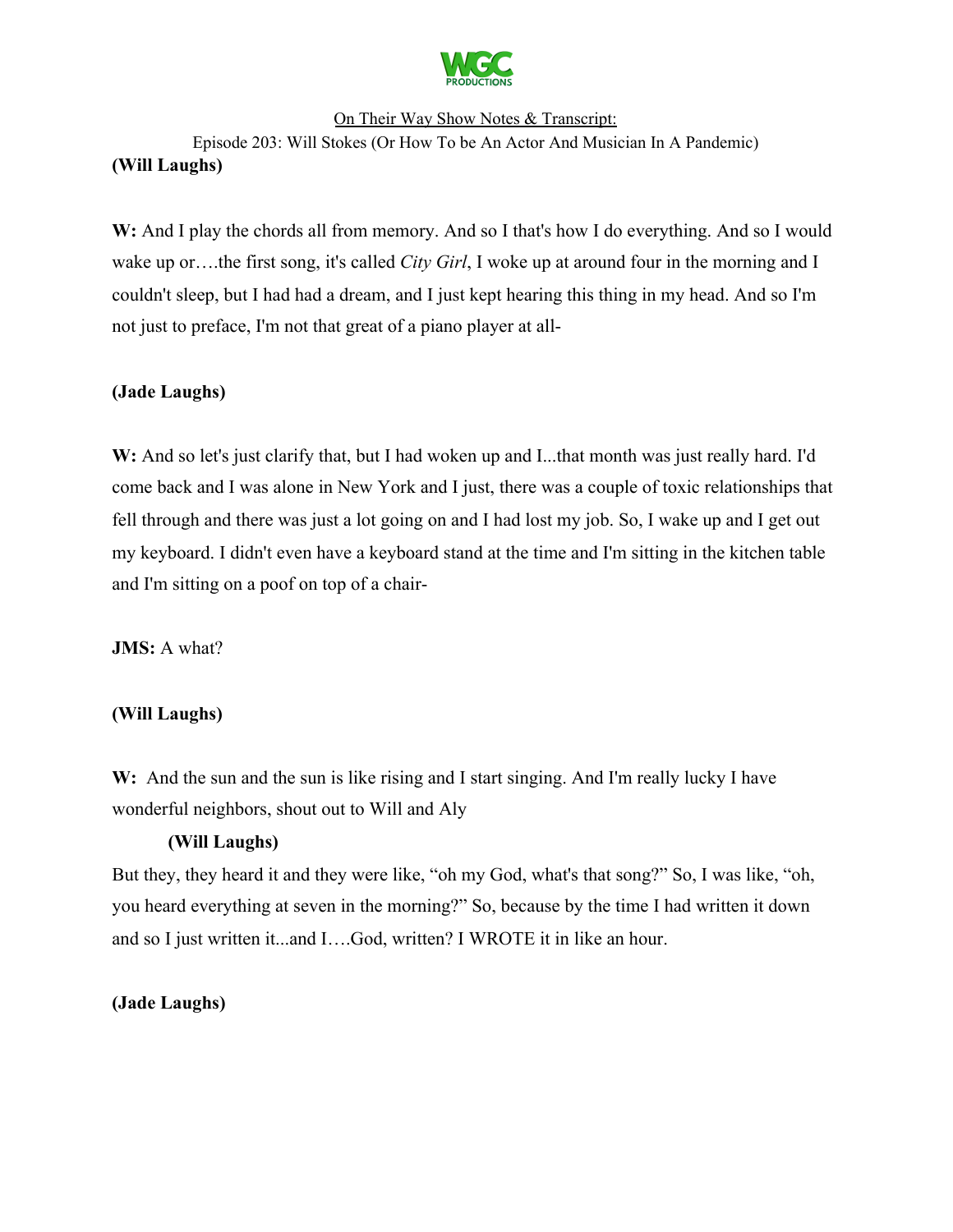**(Will Laughs)**

**W:** And I play the chords all from memory. And so I that's how I do everything. And so I would wake up or….the first song, it's called *City Girl*, I woke up at around four in the morning and I couldn't sleep, but I had had a dream, and I just kept hearing this thing in my head. And so I'm not just to preface, I'm not that great of a piano player at all-

**(Jade Laughs)**

**W:** And so let's just clarify that, but I had woken up and I...that month was just really hard. I'd come back and I was alone in New York and I just, there was a couple of toxic relationships that fell through and there was just a lot going on and I had lost my job. So, I wake up and I get out my keyboard. I didn't even have a keyboard stand at the time and I'm sitting in the kitchen table and I'm sitting on a poof on top of a chair-

**JMS:** A what?

**(Will Laughs)**

**W:** And the sun and the sun is like rising and I start singing. And I'm really lucky I have wonderful neighbors, shout out to Will and Aly

**(Will Laughs)**

But they, they heard it and they were like, "oh my God, what's that song?" So, I was like, "oh, you heard everything at seven in the morning?" So, because by the time I had written it down and so I just written it...and I….God, written? I WROTE it in like an hour.

**(Jade Laughs)**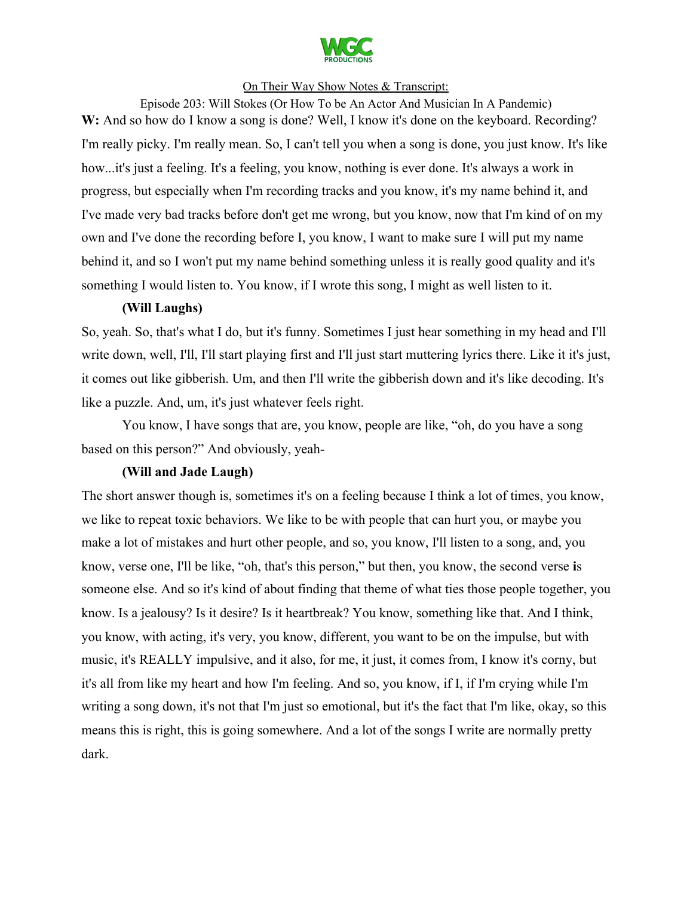**W:** And so how do I know a song is done? Well, I know it's done on the keyboard. Recording? I'm really picky. I'm really mean. So, I can't tell you when a song is done, you just know. It's like how...it's just a feeling. It's a feeling, you know, nothing is ever done. It's always a work in progress, but especially when I'm recording tracks and you know, it's my name behind it, and I've made very bad tracks before don't get me wrong, but you know, now that I'm kind of on my own and I've done the recording before I, you know, I want to make sure I will put my name behind it, and so I won't put my name behind something unless it is really good quality and it's something I would listen to. You know, if I wrote this song, I might as well listen to it.

**(Will Laughs)**

So, yeah. So, that's what I do, but it's funny. Sometimes I just hear something in my head and I'll write down, well, I'll, I'll start playing first and I'll just start muttering lyrics there. Like it it's just, it comes out like gibberish. Um, and then I'll write the gibberish down and it's like decoding. It's like a puzzle. And, um, it's just whatever feels right.

You know, I have songs that are, you know, people are like, "oh, do you have a song based on this person?" And obviously, yeah-

**(Will and Jade Laugh)**

The short answer though is, sometimes it's on a feeling because I think a lot of times, you know, we like to repeat toxic behaviors. We like to be with people that can hurt you, or maybe you make a lot of mistakes and hurt other people, and so, you know, I'll listen to a song, and, you know, verse one, I'll be like, "oh, that's this person," but then, you know, the second verse is someone else. And so it's kind of about finding that theme of what ties those people together, you know. Is a jealousy? Is it desire? Is it heartbreak? You know, something like that. And I think, you know, with acting, it's very, you know, different, you want to be on the impulse, but with music, it's REALLY impulsive, and it also, for me, it just, it comes from, I know it's corny, but it's all from like my heart and how I'm feeling. And so, you know, if I, if I'm crying while I'm writing a song down, it's not that I'm just so emotional, but it's the fact that I'm like, okay, so this means this is right, this is going somewhere. And a lot of the songs I write are normally pretty dark.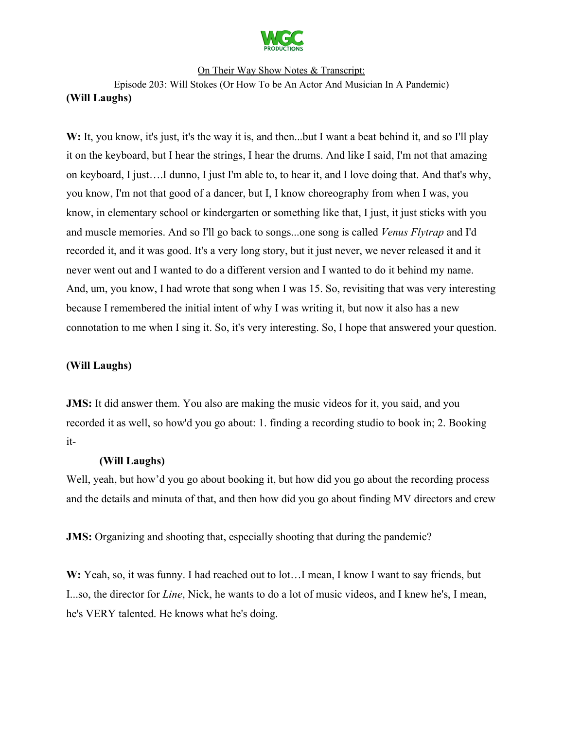**(Will Laughs)**

**W:** It, you know, it's just, it's the way it is, and then...but I want a beat behind it, and so I'll play it on the keyboard, but I hear the strings, I hear the drums. And like I said, I'm not that amazing on keyboard, I just….I dunno, I just I'm able to, to hear it, and I love doing that. And that's why, you know, I'm not that good of a dancer, but I, I know choreography from when I was, you know, in elementary school or kindergarten or something like that, I just, it just sticks with you and muscle memories. And so I'll go back to songs...one song is called *Venus Flytrap* and I'd recorded it, and it was good. It's a very long story, but it just never, we never released it and it never went out and I wanted to do a different version and I wanted to do it behind my name. And, um, you know, I had wrote that song when I was 15. So, revisiting that was very interesting because I remembered the initial intent of why I was writing it, but now it also has a new connotation to me when I sing it. So, it's very interesting. So, I hope that answered your question.

**(Will Laughs)**

**JMS:** It did answer them. You also are making the music videos for it, you said, and you recorded it as well, so how'd you go about: 1. finding a recording studio to book in; 2. Booking it-

**(Will Laughs)**

Well, yeah, but how'd you go about booking it, but how did you go about the recording process and the details and minuta of that, and then how did you go about finding MV directors and crew

**JMS:** Organizing and shooting that, especially shooting that during the pandemic?

**W:** Yeah, so, it was funny. I had reached out to lot…I mean, I know I want to say friends, but I...so, the director for *Line*, Nick, he wants to do a lot of music videos, and I knew he's, I mean, he's VERY talented. He knows what he's doing.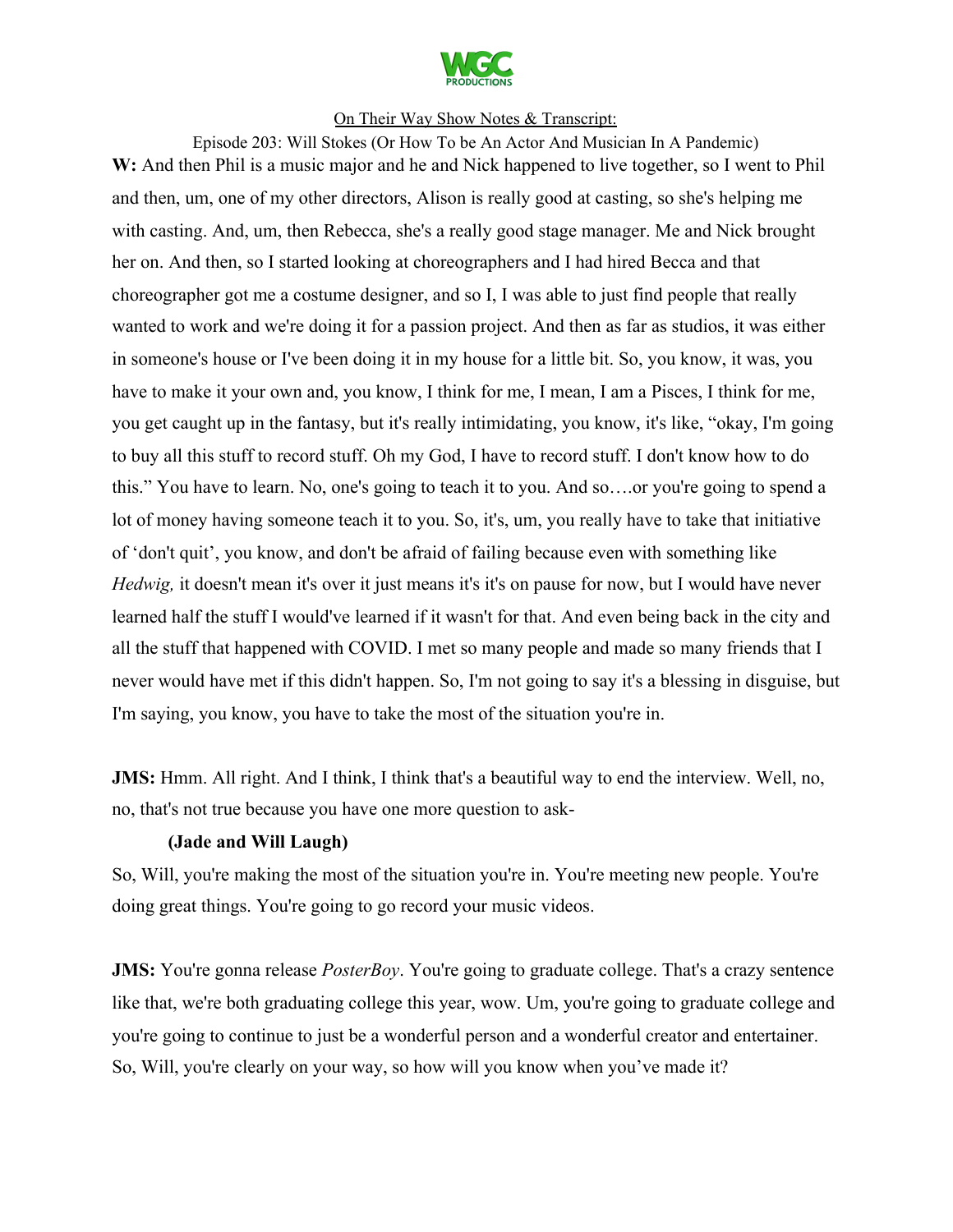**W:** And then Phil is a music major and he and Nick happened to live together, so I went to Phil and then, um, one of my other directors, Alison is really good at casting, so she's helping me with casting. And, um, then Rebecca, she's a really good stage manager. Me and Nick brought her on. And then, so I started looking at choreographers and I had hired Becca and that choreographer got me a costume designer, and so I, I was able to just find people that really wanted to work and we're doing it for a passion project. And then as far as studios, it was either in someone's house or I've been doing it in my house for a little bit. So, you know, it was, you have to make it your own and, you know, I think for me, I mean, I am a Pisces, I think for me, you get caught up in the fantasy, but it's really intimidating, you know, it's like, "okay, I'm going to buy all this stuff to record stuff. Oh my God, I have to record stuff. I don't know how to do this." You have to learn. No, one's going to teach it to you. And so….or you're going to spend a lot of money having someone teach it to you. So, it's, um, you really have to take that initiative of 'don't quit', you know, and don't be afraid of failing because even with something like *Hedwig,* it doesn't mean it's over it just means it's it's on pause for now, but I would have never learned half the stuff I would've learned if it wasn't for that. And even being back in the city and all the stuff that happened with COVID. I met so many people and made so many friends that I never would have met if this didn't happen. So, I'm not going to say it's a blessing in disguise, but I'm saying, you know, you have to take the most of the situation you're in.

**JMS:** Hmm. All right. And I think, I think that's a beautiful way to end the interview. Well, no, no, that's not true because you have one more question to ask-

**(Jade and Will Laugh)**

So, Will, you're making the most of the situation you're in. You're meeting new people. You're doing great things. You're going to go record your music videos.

**JMS:** You're gonna release *PosterBoy*. You're going to graduate college. That's a crazy sentence like that, we're both graduating college this year, wow. Um, you're going to graduate college and you're going to continue to just be a wonderful person and a wonderful creator and entertainer. So, Will, you're clearly on your way, so how will you know when you've made it?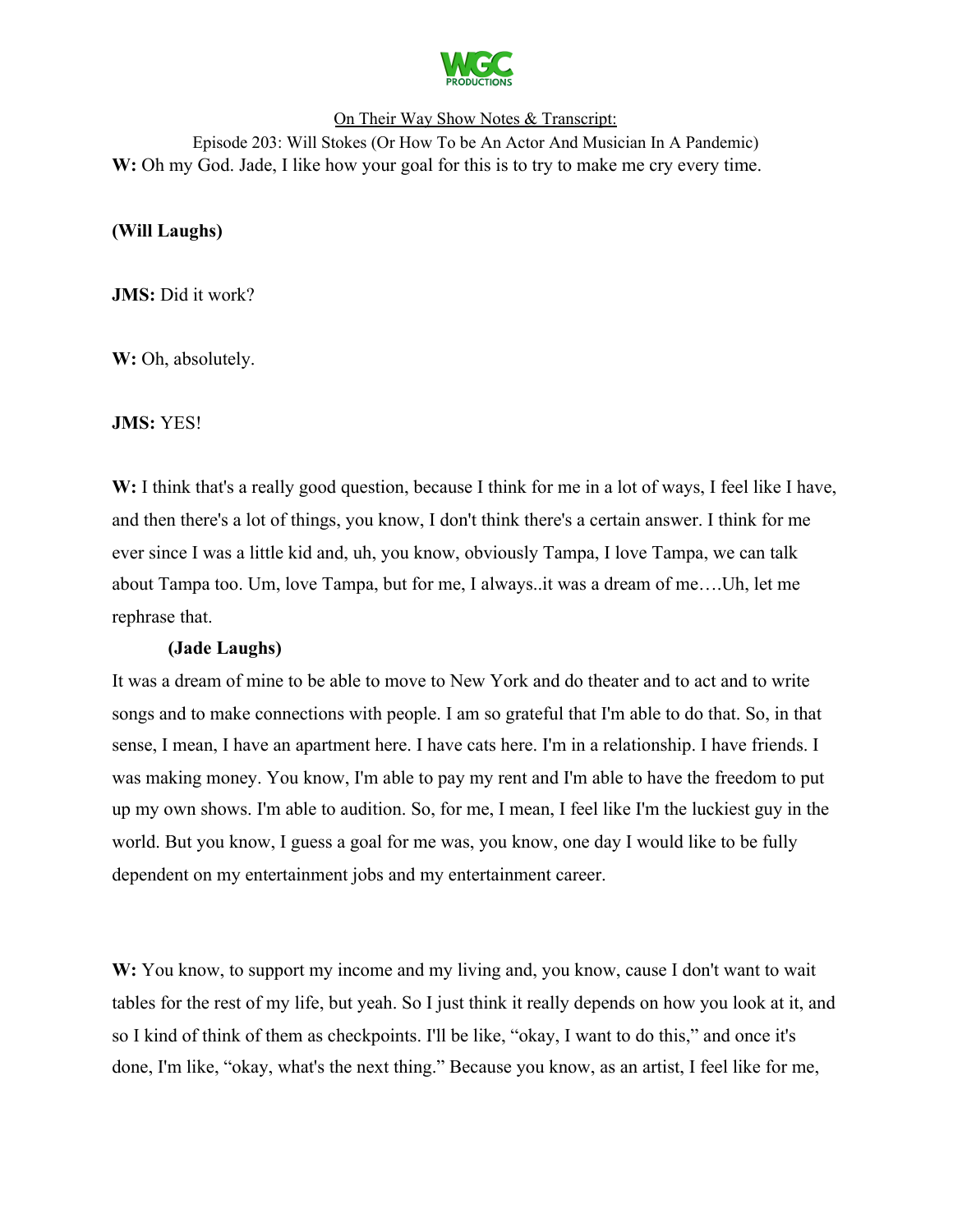**W:** Oh my God. Jade, I like how your goal for this is to try to make me cry every time.

**(Will Laughs)**

**JMS:** Did it work?

**W:** Oh, absolutely.

**JMS:** YES!

**W:** I think that's a really good question, because I think for me in a lot of ways, I feel like I have, and then there's a lot of things, you know, I don't think there's a certain answer. I think for me ever since I was a little kid and, uh, you know, obviously Tampa, I love Tampa, we can talk about Tampa too. Um, love Tampa, but for me, I always..it was a dream of me….Uh, let me rephrase that.

**(Jade Laughs)**

It was a dream of mine to be able to move to New York and do theater and to act and to write songs and to make connections with people. I am so grateful that I'm able to do that. So, in that sense, I mean, I have an apartment here. I have cats here. I'm in a relationship. I have friends. I was making money. You know, I'm able to pay my rent and I'm able to have the freedom to put up my own shows. I'm able to audition. So, for me, I mean, I feel like I'm the luckiest guy in the world. But you know, I guess a goal for me was, you know, one day I would like to be fully dependent on my entertainment jobs and my entertainment career.

**W:** You know, to support my income and my living and, you know, cause I don't want to wait tables for the rest of my life, but yeah. So I just think it really depends on how you look at it, and so I kind of think of them as checkpoints. I'll be like, "okay, I want to do this," and once it's done, I'm like, "okay, what's the next thing." Because you know, as an artist, I feel like for me,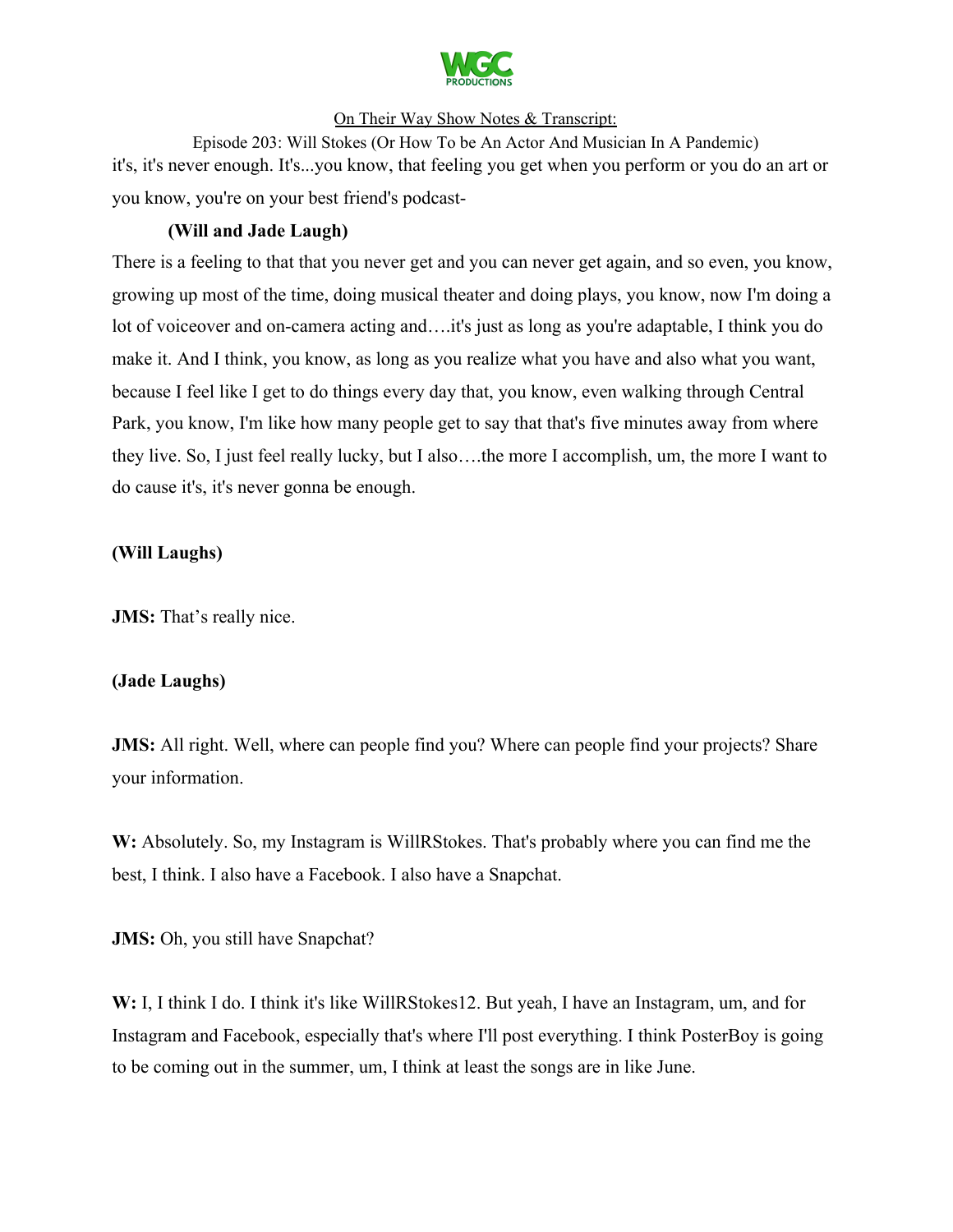it's, it's never enough. It's...you know, that feeling you get when you perform or you do an art or you know, you're on your best friend's podcast-

**(Will and Jade Laugh)**

There is a feeling to that that you never get and you can never get again, and so even, you know, growing up most of the time, doing musical theater and doing plays, you know, now I'm doing a lot of voiceover and on-camera acting and….it's just as long as you're adaptable, I think you do make it. And I think, you know, as long as you realize what you have and also what you want, because I feel like I get to do things every day that, you know, even walking through Central Park, you know, I'm like how many people get to say that that's five minutes away from where they live. So, I just feel really lucky, but I also….the more I accomplish, um, the more I want to do cause it's, it's never gonna be enough.

**(Will Laughs)**

**JMS:** That's really nice.

**(Jade Laughs)**

**JMS:** All right. Well, where can people find you? Where can people find your projects? Share your information.

**W:** Absolutely. So, my Instagram is WillRStokes. That's probably where you can find me the best, I think. I also have a Facebook. I also have a Snapchat.

**JMS:** Oh, you still have Snapchat?

**W:** I, I think I do. I think it's like WillRStokes12. But yeah, I have an Instagram, um, and for Instagram and Facebook, especially that's where I'll post everything. I think PosterBoy is going to be coming out in the summer, um, I think at least the songs are in like June.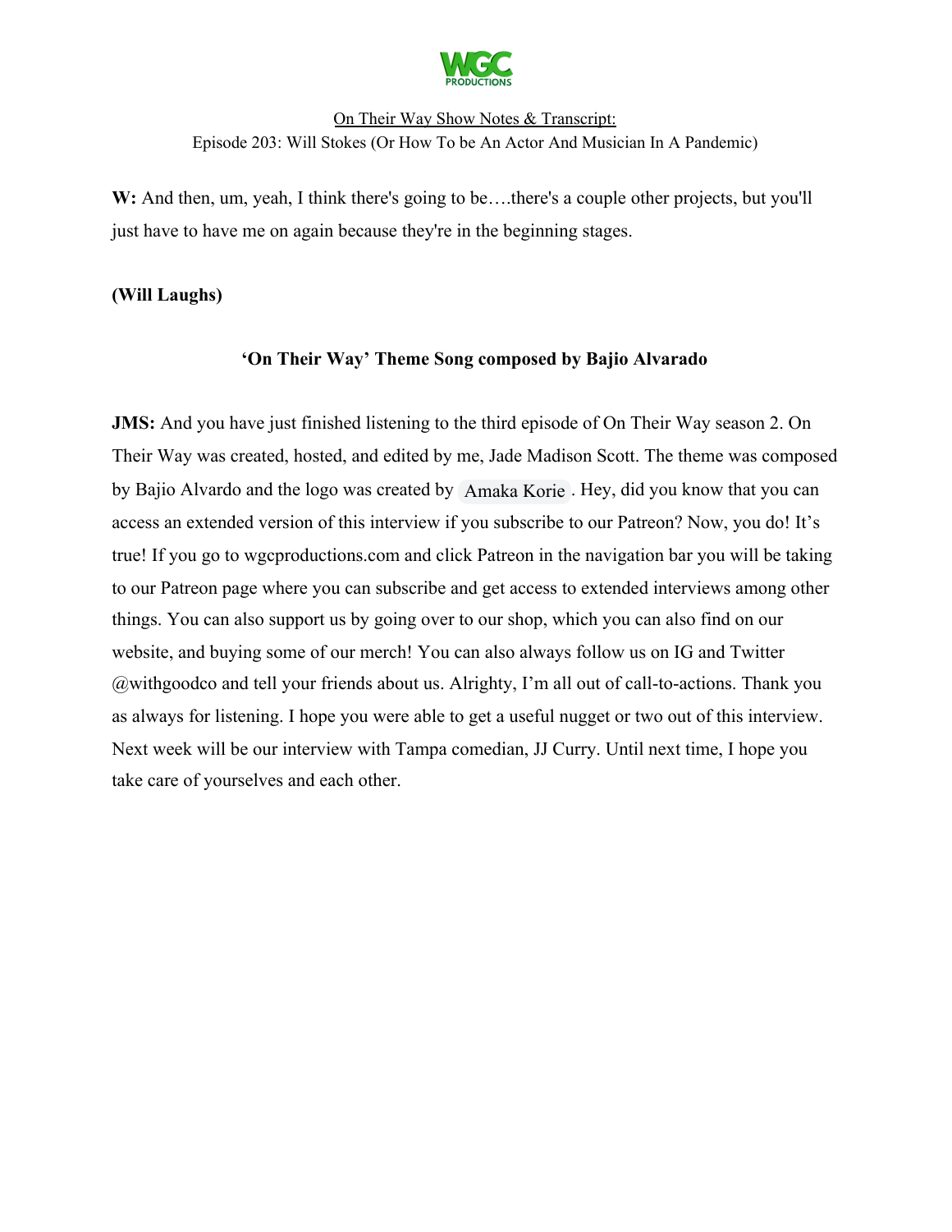**W:** And then, um, yeah, I think there's going to be….there's a couple other projects, but you'll just have to have me on again because they're in the beginning stages.

**(Will Laughs)**

**'On Their Way' Theme Song composed by Bajio Alvarado**

**JMS:** And you have just finished listening to the third episode of On Their Way season 2. On Their Way was created, hosted, and edited by me, Jade Madison Scott. The theme was composed by Bajio Alvardo and the logo was created by Amaka Korie. Hey, did you know that you can access an extended version of this interview if you subscribe to our Patreon? Now, you do! It's true! If you go to wgcproductions.com and click Patreon in the navigation bar you will be taking to our Patreon page where you can subscribe and get access to extended interviews among other things. You can also support us by going over to our shop, which you can also find on our website, and buying some of our merch! You can also always follow us on IG and Twitter @withgoodco and tell your friends about us. Alrighty, I'm all out of call-to-actions. Thank you as always for listening. I hope you were able to get a useful nugget or two out of this interview. Next week will be our interview with Tampa comedian, JJ Curry. Until next time, I hope you take care of yourselves and each other.